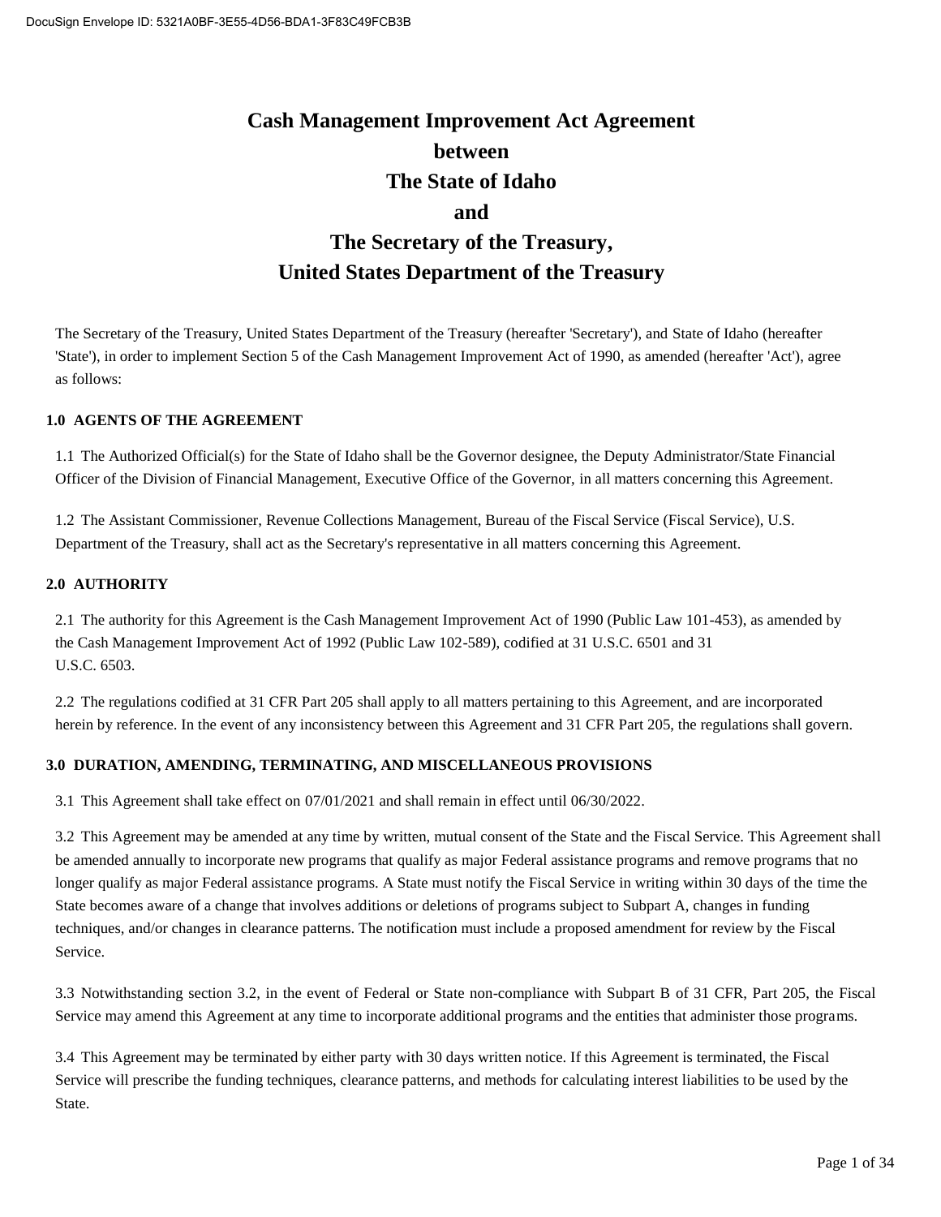# Cash Management Improvement Act Agreement
# between
# The State of Idaho
# and
# The Secretary of the Treasury,
# United States Department of the Treasury

The Secretary of the Treasury, United States Department of the Treasury (hereafter 'Secretary'), and State of Idaho (hereafter 'State'), in order to implement Section 5 of the Cash Management Improvement Act of 1990, as amended (hereafter 'Act'), agree as follows:

## 1.0 AGENTS OF THE AGREEMENT

1.1 The Authorized Official(s) for the State of Idaho shall be the Governor designee, the Deputy Administrator/State Financial Officer of the Division of Financial Management, Executive Office of the Governor, in all matters concerning this Agreement.

1.2 The Assistant Commissioner, Revenue Collections Management, Bureau of the Fiscal Service (Fiscal Service), U.S. Department of the Treasury, shall act as the Secretary's representative in all matters concerning this Agreement.

## 2.0 AUTHORITY

2.1 The authority for this Agreement is the Cash Management Improvement Act of 1990 (Public Law 101-453), as amended by the Cash Management Improvement Act of 1992 (Public Law 102-589), codified at 31 U.S.C. 6501 and 31 U.S.C. 6503.

2.2 The regulations codified at 31 CFR Part 205 shall apply to all matters pertaining to this Agreement, and are incorporated herein by reference. In the event of any inconsistency between this Agreement and 31 CFR Part 205, the regulations shall govern.

## 3.0 DURATION, AMENDING, TERMINATING, AND MISCELLANEOUS PROVISIONS

3.1 This Agreement shall take effect on 07/01/2021 and shall remain in effect until 06/30/2022.

3.2 This Agreement may be amended at any time by written, mutual consent of the State and the Fiscal Service. This Agreement shall be amended annually to incorporate new programs that qualify as major Federal assistance programs and remove programs that no longer qualify as major Federal assistance programs. A State must notify the Fiscal Service in writing within 30 days of the time the State becomes aware of a change that involves additions or deletions of programs subject to Subpart A, changes in funding techniques, and/or changes in clearance patterns. The notification must include a proposed amendment for review by the Fiscal Service.

3.3 Notwithstanding section 3.2, in the event of Federal or State non-compliance with Subpart B of 31 CFR, Part 205, the Fiscal Service may amend this Agreement at any time to incorporate additional programs and the entities that administer those programs.

3.4 This Agreement may be terminated by either party with 30 days written notice. If this Agreement is terminated, the Fiscal Service will prescribe the funding techniques, clearance patterns, and methods for calculating interest liabilities to be used by the State.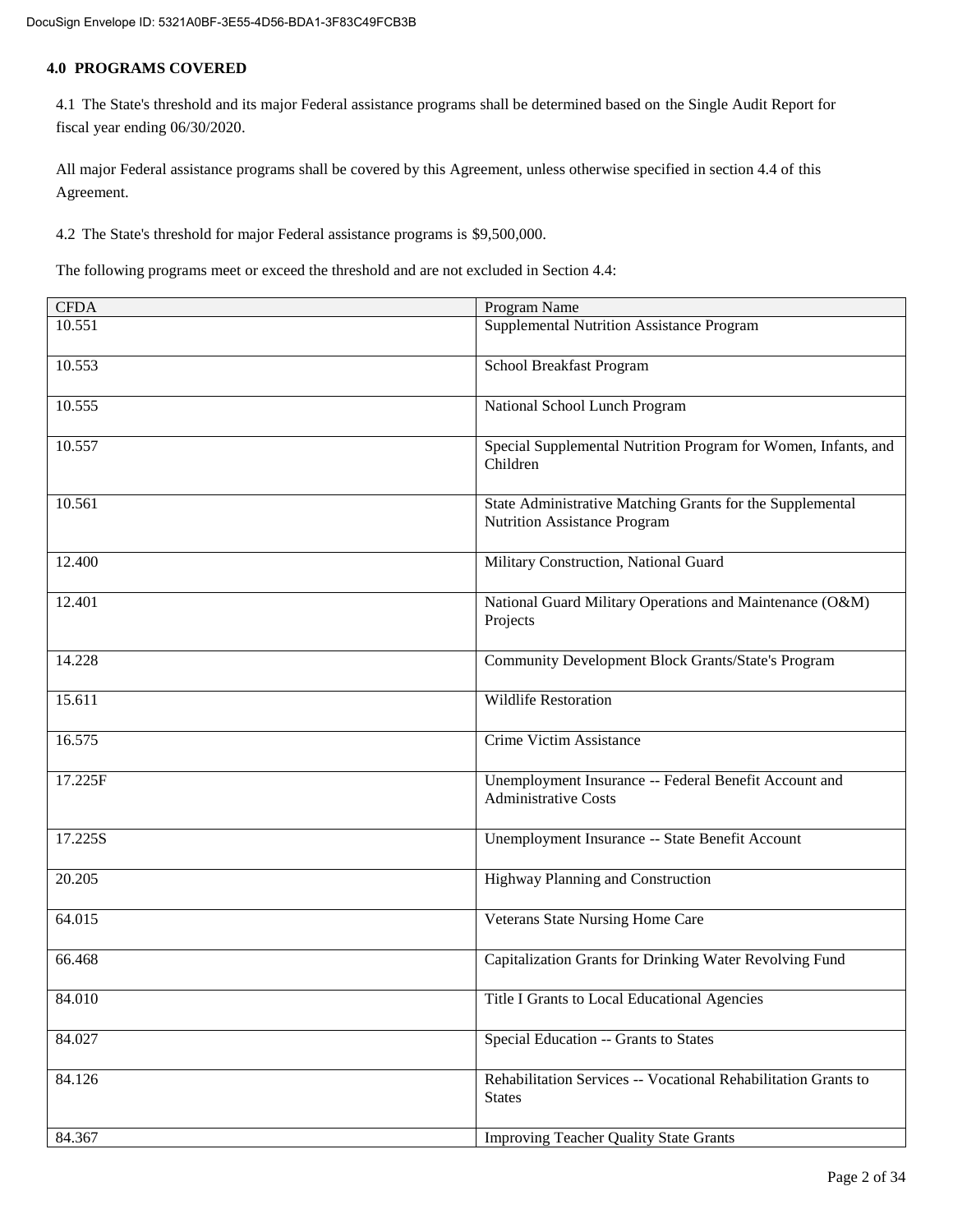## 4.0 PROGRAMS COVERED

4.1 The State's threshold and its major Federal assistance programs shall be determined based on the Single Audit Report for fiscal year ending 06/30/2020.

All major Federal assistance programs shall be covered by this Agreement, unless otherwise specified in section 4.4 of this Agreement.

4.2 The State's threshold for major Federal assistance programs is $9,500,000.

The following programs meet or exceed the threshold and are not excluded in Section 4.4:

| CFDA | Program Name |
|---|---|
| 10.551 | Supplemental Nutrition Assistance Program |
| 10.553 | School Breakfast Program |
| 10.555 | National School Lunch Program |
| 10.557 | Special Supplemental Nutrition Program for Women, Infants, and Children |
| 10.561 | State Administrative Matching Grants for the Supplemental Nutrition Assistance Program |
| 12.400 | Military Construction, National Guard |
| 12.401 | National Guard Military Operations and Maintenance (O&M) Projects |
| 14.228 | Community Development Block Grants/State's Program |
| 15.611 | Wildlife Restoration |
| 16.575 | Crime Victim Assistance |
| 17.225F | Unemployment Insurance -- Federal Benefit Account and Administrative Costs |
| 17.225S | Unemployment Insurance -- State Benefit Account |
| 20.205 | Highway Planning and Construction |
| 64.015 | Veterans State Nursing Home Care |
| 66.468 | Capitalization Grants for Drinking Water Revolving Fund |
| 84.010 | Title I Grants to Local Educational Agencies |
| 84.027 | Special Education -- Grants to States |
| 84.126 | Rehabilitation Services -- Vocational Rehabilitation Grants to States |
| 84.367 | Improving Teacher Quality State Grants |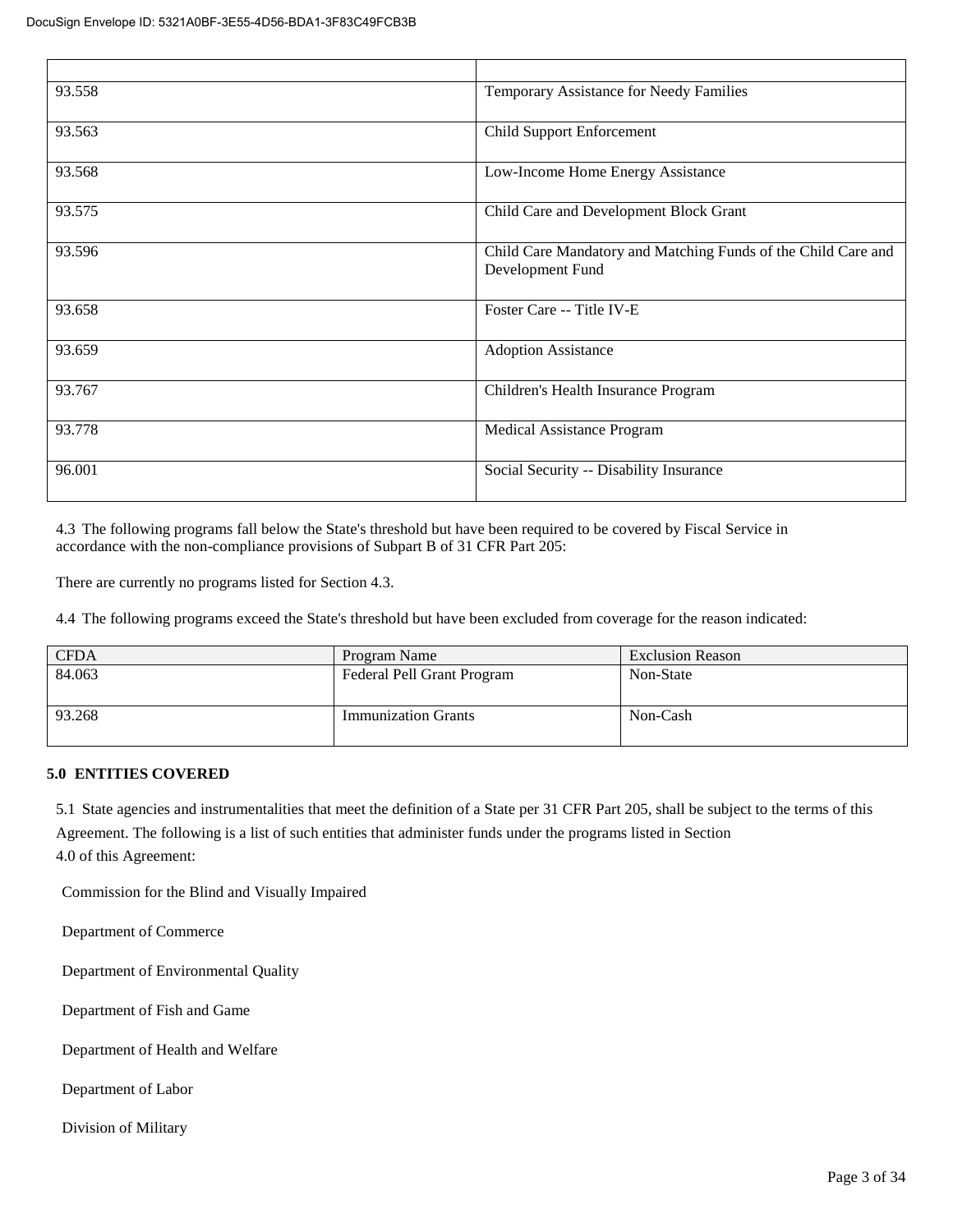| | |
|---|---|
| 93.558 | Temporary Assistance for Needy Families |
| 93.563 | Child Support Enforcement |
| 93.568 | Low-Income Home Energy Assistance |
| 93.575 | Child Care and Development Block Grant |
| 93.596 | Child Care Mandatory and Matching Funds of the Child Care and Development Fund |
| 93.658 | Foster Care -- Title IV-E |
| 93.659 | Adoption Assistance |
| 93.767 | Children's Health Insurance Program |
| 93.778 | Medical Assistance Program |
| 96.001 | Social Security -- Disability Insurance |

4.3 The following programs fall below the State's threshold but have been required to be covered by Fiscal Service in accordance with the non-compliance provisions of Subpart B of 31 CFR Part 205:

There are currently no programs listed for Section 4.3.

4.4 The following programs exceed the State's threshold but have been excluded from coverage for the reason indicated:

| CFDA | Program Name | Exclusion Reason |
|---|---|---|
| 84.063 | Federal Pell Grant Program | Non-State |
| 93.268 | Immunization Grants | Non-Cash |

**5.0 ENTITIES COVERED**

5.1 State agencies and instrumentalities that meet the definition of a State per 31 CFR Part 205, shall be subject to the terms of this Agreement. The following is a list of such entities that administer funds under the programs listed in Section 4.0 of this Agreement:

Commission for the Blind and Visually Impaired

Department of Commerce

Department of Environmental Quality

Department of Fish and Game

Department of Health and Welfare

Department of Labor

Division of Military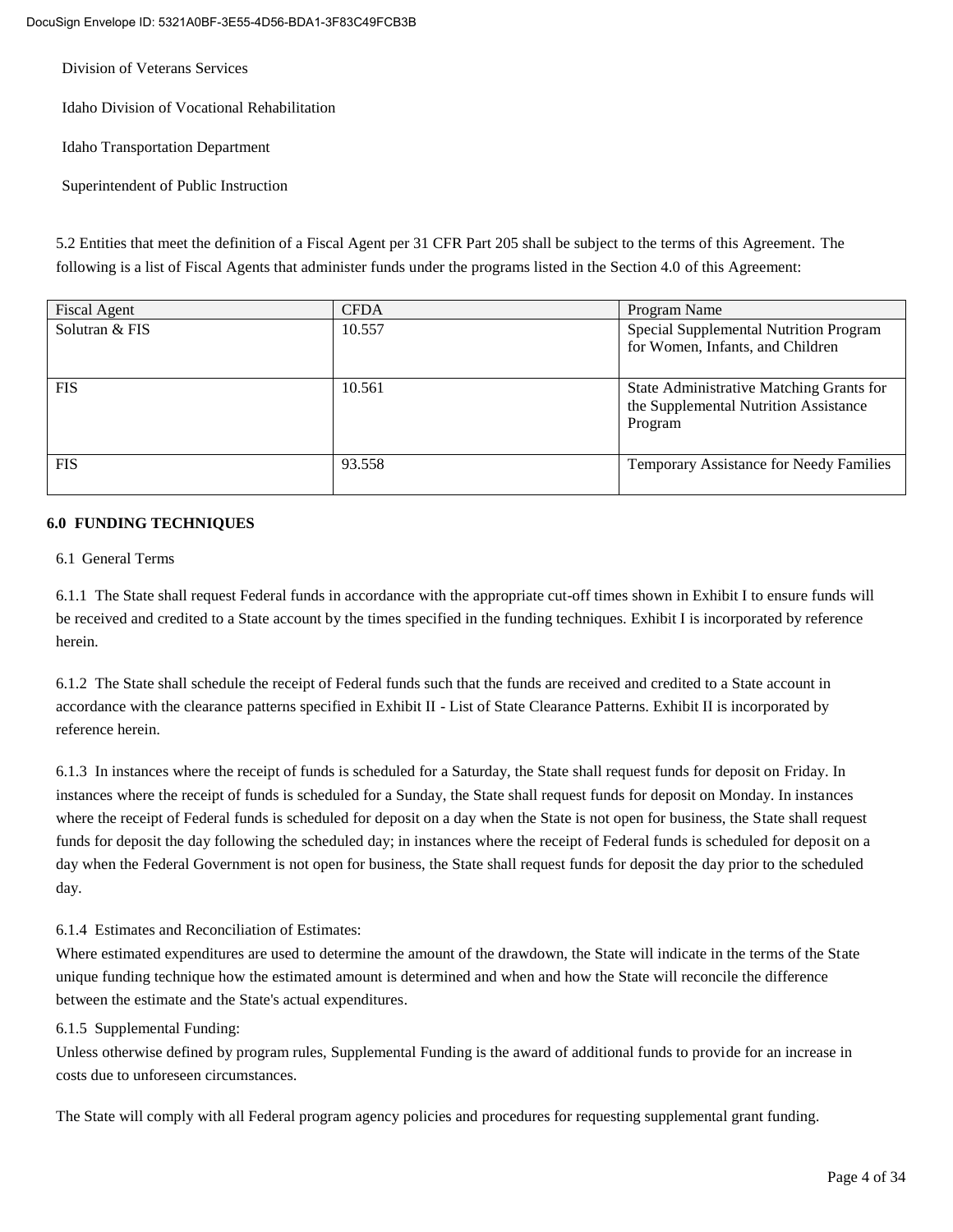Division of Veterans Services

Idaho Division of Vocational Rehabilitation

Idaho Transportation Department

Superintendent of Public Instruction

5.2 Entities that meet the definition of a Fiscal Agent per 31 CFR Part 205 shall be subject to the terms of this Agreement. The following is a list of Fiscal Agents that administer funds under the programs listed in the Section 4.0 of this Agreement:

| Fiscal Agent | CFDA | Program Name |
|---|---|---|
| Solutran & FIS | 10.557 | Special Supplemental Nutrition Program for Women, Infants, and Children |
| FIS | 10.561 | State Administrative Matching Grants for the Supplemental Nutrition Assistance Program |
| FIS | 93.558 | Temporary Assistance for Needy Families |

**6.0 FUNDING TECHNIQUES**

6.1 General Terms

6.1.1 The State shall request Federal funds in accordance with the appropriate cut-off times shown in Exhibit I to ensure funds will be received and credited to a State account by the times specified in the funding techniques. Exhibit I is incorporated by reference herein.

6.1.2 The State shall schedule the receipt of Federal funds such that the funds are received and credited to a State account in accordance with the clearance patterns specified in Exhibit II - List of State Clearance Patterns. Exhibit II is incorporated by reference herein.

6.1.3 In instances where the receipt of funds is scheduled for a Saturday, the State shall request funds for deposit on Friday. In instances where the receipt of funds is scheduled for a Sunday, the State shall request funds for deposit on Monday. In instances where the receipt of Federal funds is scheduled for deposit on a day when the State is not open for business, the State shall request funds for deposit the day following the scheduled day; in instances where the receipt of Federal funds is scheduled for deposit on a day when the Federal Government is not open for business, the State shall request funds for deposit the day prior to the scheduled day.

6.1.4 Estimates and Reconciliation of Estimates:
Where estimated expenditures are used to determine the amount of the drawdown, the State will indicate in the terms of the State unique funding technique how the estimated amount is determined and when and how the State will reconcile the difference between the estimate and the State's actual expenditures.

6.1.5 Supplemental Funding:
Unless otherwise defined by program rules, Supplemental Funding is the award of additional funds to provide for an increase in costs due to unforeseen circumstances.

The State will comply with all Federal program agency policies and procedures for requesting supplemental grant funding.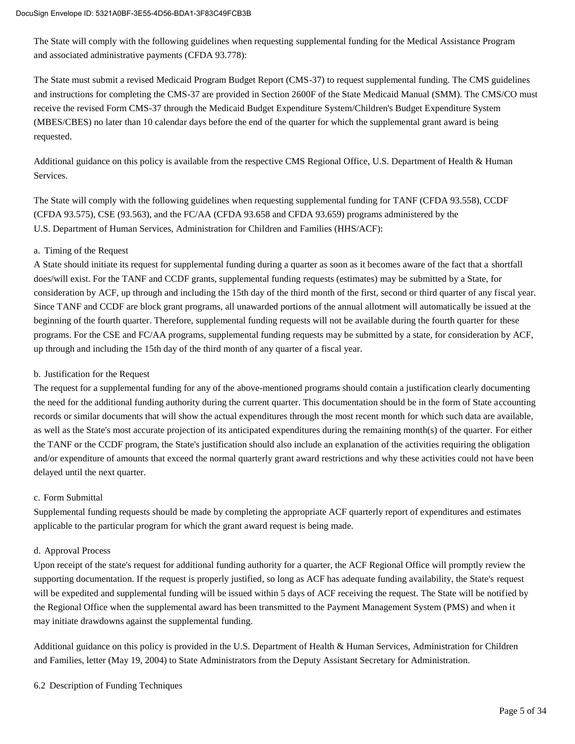The State will comply with the following guidelines when requesting supplemental funding for the Medical Assistance Program and associated administrative payments (CFDA 93.778):

The State must submit a revised Medicaid Program Budget Report (CMS-37) to request supplemental funding. The CMS guidelines and instructions for completing the CMS-37 are provided in Section 2600F of the State Medicaid Manual (SMM). The CMS/CO must receive the revised Form CMS-37 through the Medicaid Budget Expenditure System/Children's Budget Expenditure System (MBES/CBES) no later than 10 calendar days before the end of the quarter for which the supplemental grant award is being requested.

Additional guidance on this policy is available from the respective CMS Regional Office, U.S. Department of Health & Human Services.

The State will comply with the following guidelines when requesting supplemental funding for TANF (CFDA 93.558), CCDF (CFDA 93.575), CSE (93.563), and the FC/AA (CFDA 93.658 and CFDA 93.659) programs administered by the U.S. Department of Human Services, Administration for Children and Families (HHS/ACF):

a. Timing of the Request
A State should initiate its request for supplemental funding during a quarter as soon as it becomes aware of the fact that a shortfall does/will exist. For the TANF and CCDF grants, supplemental funding requests (estimates) may be submitted by a State, for consideration by ACF, up through and including the 15th day of the third month of the first, second or third quarter of any fiscal year. Since TANF and CCDF are block grant programs, all unawarded portions of the annual allotment will automatically be issued at the beginning of the fourth quarter. Therefore, supplemental funding requests will not be available during the fourth quarter for these programs. For the CSE and FC/AA programs, supplemental funding requests may be submitted by a state, for consideration by ACF, up through and including the 15th day of the third month of any quarter of a fiscal year.

b. Justification for the Request
The request for a supplemental funding for any of the above-mentioned programs should contain a justification clearly documenting the need for the additional funding authority during the current quarter. This documentation should be in the form of State accounting records or similar documents that will show the actual expenditures through the most recent month for which such data are available, as well as the State's most accurate projection of its anticipated expenditures during the remaining month(s) of the quarter. For either the TANF or the CCDF program, the State's justification should also include an explanation of the activities requiring the obligation and/or expenditure of amounts that exceed the normal quarterly grant award restrictions and why these activities could not have been delayed until the next quarter.

c. Form Submittal
Supplemental funding requests should be made by completing the appropriate ACF quarterly report of expenditures and estimates applicable to the particular program for which the grant award request is being made.

d. Approval Process
Upon receipt of the state's request for additional funding authority for a quarter, the ACF Regional Office will promptly review the supporting documentation. If the request is properly justified, so long as ACF has adequate funding availability, the State's request will be expedited and supplemental funding will be issued within 5 days of ACF receiving the request. The State will be notified by the Regional Office when the supplemental award has been transmitted to the Payment Management System (PMS) and when it may initiate drawdowns against the supplemental funding.

Additional guidance on this policy is provided in the U.S. Department of Health & Human Services, Administration for Children and Families, letter (May 19, 2004) to State Administrators from the Deputy Assistant Secretary for Administration.

6.2 Description of Funding Techniques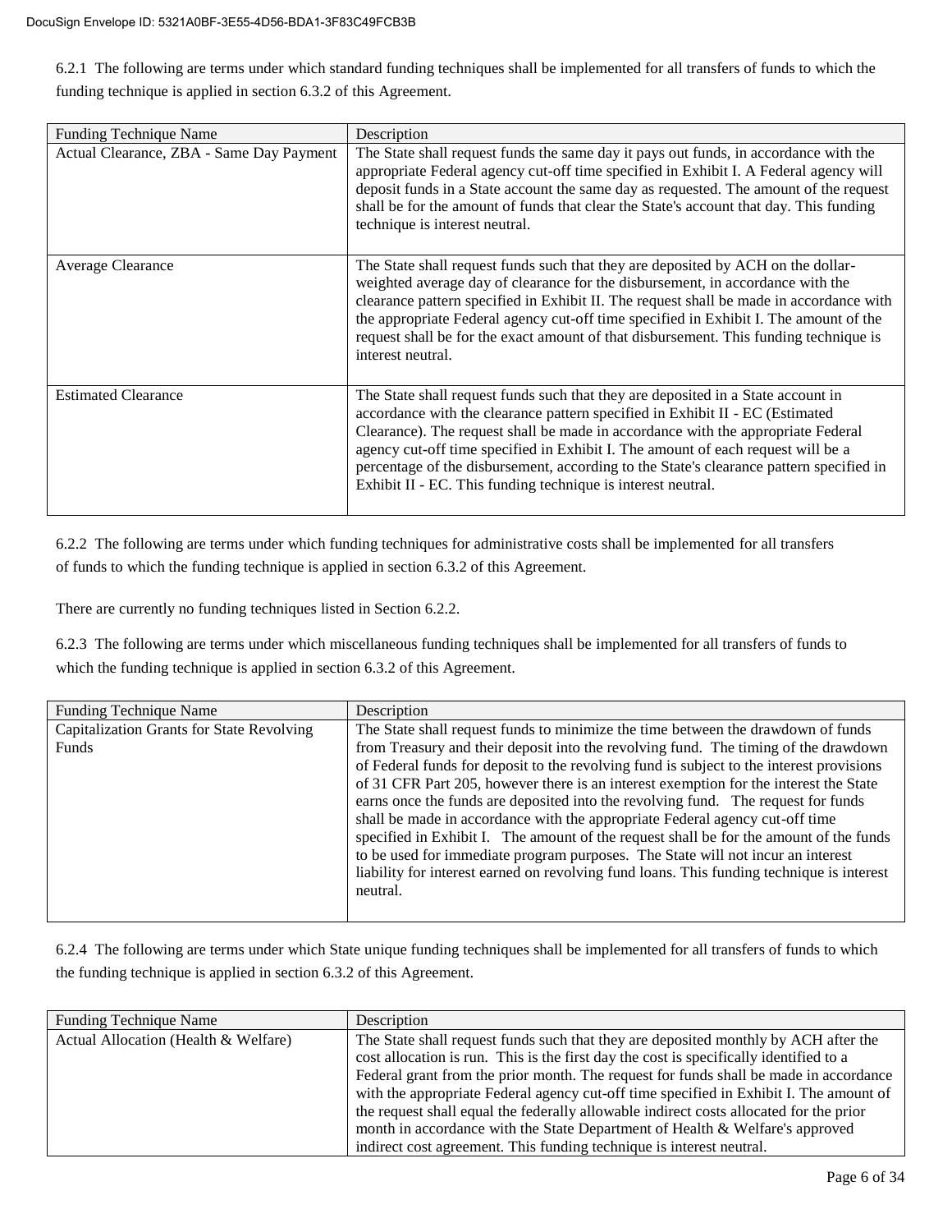6.2.1 The following are terms under which standard funding techniques shall be implemented for all transfers of funds to which the funding technique is applied in section 6.3.2 of this Agreement.

| Funding Technique Name | Description |
|---|---|
| Actual Clearance, ZBA - Same Day Payment | The State shall request funds the same day it pays out funds, in accordance with the appropriate Federal agency cut-off time specified in Exhibit I. A Federal agency will deposit funds in a State account the same day as requested. The amount of the request shall be for the amount of funds that clear the State's account that day. This funding technique is interest neutral. |
| Average Clearance | The State shall request funds such that they are deposited by ACH on the dollar-weighted average day of clearance for the disbursement, in accordance with the clearance pattern specified in Exhibit II. The request shall be made in accordance with the appropriate Federal agency cut-off time specified in Exhibit I. The amount of the request shall be for the exact amount of that disbursement. This funding technique is interest neutral. |
| Estimated Clearance | The State shall request funds such that they are deposited in a State account in accordance with the clearance pattern specified in Exhibit II - EC (Estimated Clearance). The request shall be made in accordance with the appropriate Federal agency cut-off time specified in Exhibit I. The amount of each request will be a percentage of the disbursement, according to the State's clearance pattern specified in Exhibit II - EC. This funding technique is interest neutral. |

6.2.2 The following are terms under which funding techniques for administrative costs shall be implemented for all transfers of funds to which the funding technique is applied in section 6.3.2 of this Agreement.

There are currently no funding techniques listed in Section 6.2.2.

6.2.3 The following are terms under which miscellaneous funding techniques shall be implemented for all transfers of funds to which the funding technique is applied in section 6.3.2 of this Agreement.

| Funding Technique Name | Description |
|---|---|
| Capitalization Grants for State Revolving Funds | The State shall request funds to minimize the time between the drawdown of funds from Treasury and their deposit into the revolving fund. The timing of the drawdown of Federal funds for deposit to the revolving fund is subject to the interest provisions of 31 CFR Part 205, however there is an interest exemption for the interest the State earns once the funds are deposited into the revolving fund. The request for funds shall be made in accordance with the appropriate Federal agency cut-off time specified in Exhibit I. The amount of the request shall be for the amount of the funds to be used for immediate program purposes. The State will not incur an interest liability for interest earned on revolving fund loans. This funding technique is interest neutral. |

6.2.4 The following are terms under which State unique funding techniques shall be implemented for all transfers of funds to which the funding technique is applied in section 6.3.2 of this Agreement.

| Funding Technique Name | Description |
|---|---|
| Actual Allocation (Health & Welfare) | The State shall request funds such that they are deposited monthly by ACH after the cost allocation is run. This is the first day the cost is specifically identified to a Federal grant from the prior month. The request for funds shall be made in accordance with the appropriate Federal agency cut-off time specified in Exhibit I. The amount of the request shall equal the federally allowable indirect costs allocated for the prior month in accordance with the State Department of Health & Welfare's approved indirect cost agreement. This funding technique is interest neutral. |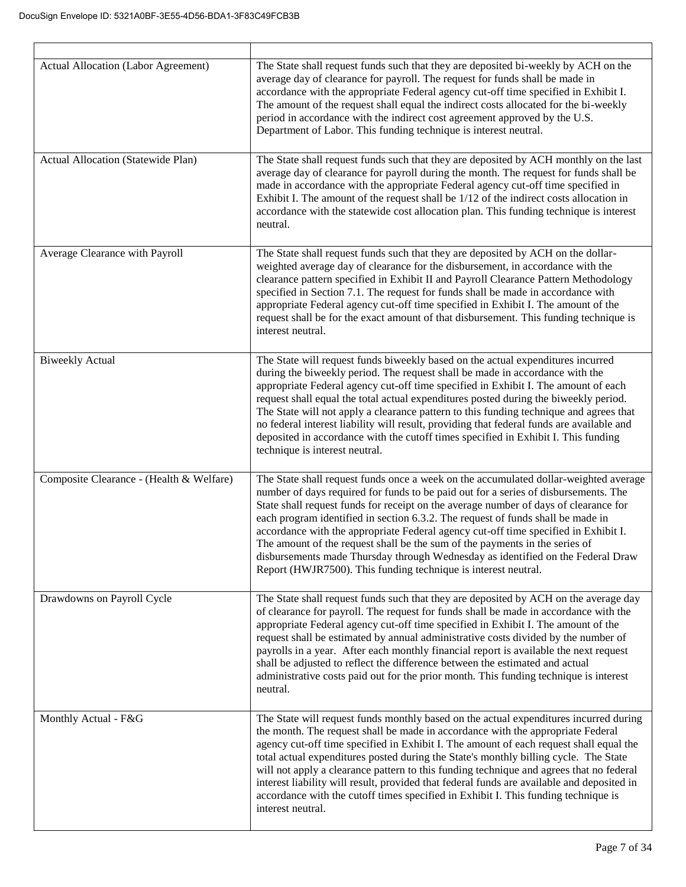| | |
|---|---|
| Actual Allocation (Labor Agreement) | The State shall request funds such that they are deposited bi-weekly by ACH on the average day of clearance for payroll. The request for funds shall be made in accordance with the appropriate Federal agency cut-off time specified in Exhibit I. The amount of the request shall equal the indirect costs allocated for the bi-weekly period in accordance with the indirect cost agreement approved by the U.S. Department of Labor. This funding technique is interest neutral. |
| Actual Allocation (Statewide Plan) | The State shall request funds such that they are deposited by ACH monthly on the last average day of clearance for payroll during the month. The request for funds shall be made in accordance with the appropriate Federal agency cut-off time specified in Exhibit I. The amount of the request shall be 1/12 of the indirect costs allocation in accordance with the statewide cost allocation plan. This funding technique is interest neutral. |
| Average Clearance with Payroll | The State shall request funds such that they are deposited by ACH on the dollar-weighted average day of clearance for the disbursement, in accordance with the clearance pattern specified in Exhibit II and Payroll Clearance Pattern Methodology specified in Section 7.1. The request for funds shall be made in accordance with appropriate Federal agency cut-off time specified in Exhibit I. The amount of the request shall be for the exact amount of that disbursement. This funding technique is interest neutral. |
| Biweekly Actual | The State will request funds biweekly based on the actual expenditures incurred during the biweekly period. The request shall be made in accordance with the appropriate Federal agency cut-off time specified in Exhibit I. The amount of each request shall equal the total actual expenditures posted during the biweekly period. The State will not apply a clearance pattern to this funding technique and agrees that no federal interest liability will result, providing that federal funds are available and deposited in accordance with the cutoff times specified in Exhibit I. This funding technique is interest neutral. |
| Composite Clearance - (Health & Welfare) | The State shall request funds once a week on the accumulated dollar-weighted average number of days required for funds to be paid out for a series of disbursements. The State shall request funds for receipt on the average number of days of clearance for each program identified in section 6.3.2. The request of funds shall be made in accordance with the appropriate Federal agency cut-off time specified in Exhibit I. The amount of the request shall be the sum of the payments in the series of disbursements made Thursday through Wednesday as identified on the Federal Draw Report (HWJR7500). This funding technique is interest neutral. |
| Drawdowns on Payroll Cycle | The State shall request funds such that they are deposited by ACH on the average day of clearance for payroll. The request for funds shall be made in accordance with the appropriate Federal agency cut-off time specified in Exhibit I. The amount of the request shall be estimated by annual administrative costs divided by the number of payrolls in a year. After each monthly financial report is available the next request shall be adjusted to reflect the difference between the estimated and actual administrative costs paid out for the prior month. This funding technique is interest neutral. |
| Monthly Actual - F&G | The State will request funds monthly based on the actual expenditures incurred during the month. The request shall be made in accordance with the appropriate Federal agency cut-off time specified in Exhibit I. The amount of each request shall equal the total actual expenditures posted during the State's monthly billing cycle. The State will not apply a clearance pattern to this funding technique and agrees that no federal interest liability will result, provided that federal funds are available and deposited in accordance with the cutoff times specified in Exhibit I. This funding technique is interest neutral. |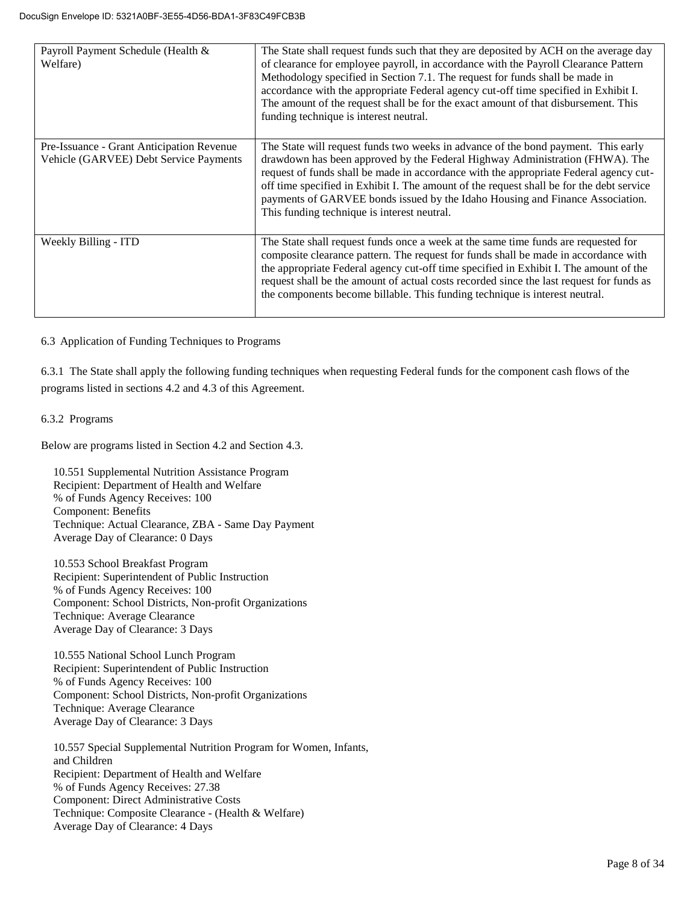| | |
|---|---|
| Payroll Payment Schedule (Health & Welfare) | The State shall request funds such that they are deposited by ACH on the average day of clearance for employee payroll, in accordance with the Payroll Clearance Pattern Methodology specified in Section 7.1. The request for funds shall be made in accordance with the appropriate Federal agency cut-off time specified in Exhibit I. The amount of the request shall be for the exact amount of that disbursement. This funding technique is interest neutral. |
| Pre-Issuance - Grant Anticipation Revenue Vehicle (GARVEE) Debt Service Payments | The State will request funds two weeks in advance of the bond payment. This early drawdown has been approved by the Federal Highway Administration (FHWA). The request of funds shall be made in accordance with the appropriate Federal agency cut-off time specified in Exhibit I. The amount of the request shall be for the debt service payments of GARVEE bonds issued by the Idaho Housing and Finance Association. This funding technique is interest neutral. |
| Weekly Billing - ITD | The State shall request funds once a week at the same time funds are requested for composite clearance pattern. The request for funds shall be made in accordance with the appropriate Federal agency cut-off time specified in Exhibit I. The amount of the request shall be the amount of actual costs recorded since the last request for funds as the components become billable. This funding technique is interest neutral. |

6.3 Application of Funding Techniques to Programs

6.3.1 The State shall apply the following funding techniques when requesting Federal funds for the component cash flows of the programs listed in sections 4.2 and 4.3 of this Agreement.

6.3.2 Programs

Below are programs listed in Section 4.2 and Section 4.3.

10.551 Supplemental Nutrition Assistance Program
Recipient: Department of Health and Welfare
% of Funds Agency Receives: 100
Component: Benefits
Technique: Actual Clearance, ZBA - Same Day Payment
Average Day of Clearance: 0 Days

10.553 School Breakfast Program
Recipient: Superintendent of Public Instruction
% of Funds Agency Receives: 100
Component: School Districts, Non-profit Organizations
Technique: Average Clearance
Average Day of Clearance: 3 Days

10.555 National School Lunch Program
Recipient: Superintendent of Public Instruction
% of Funds Agency Receives: 100
Component: School Districts, Non-profit Organizations
Technique: Average Clearance
Average Day of Clearance: 3 Days

10.557 Special Supplemental Nutrition Program for Women, Infants, and Children
Recipient: Department of Health and Welfare
% of Funds Agency Receives: 27.38
Component: Direct Administrative Costs
Technique: Composite Clearance - (Health & Welfare)
Average Day of Clearance: 4 Days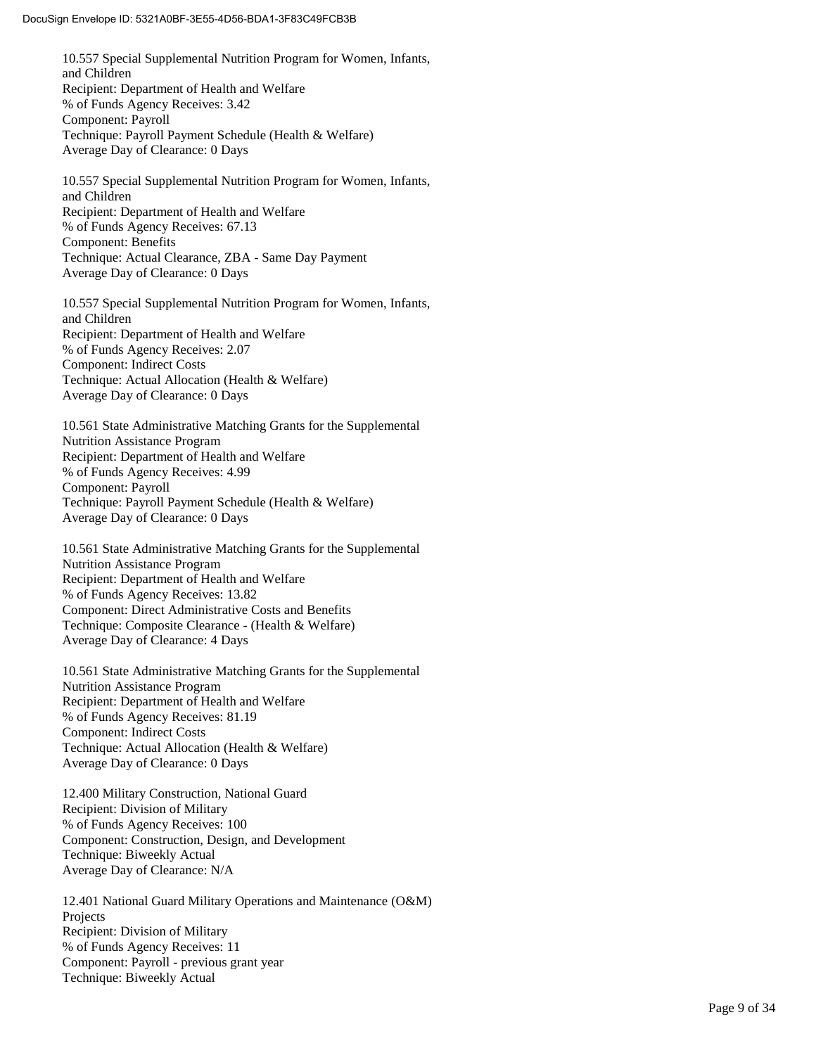10.557 Special Supplemental Nutrition Program for Women, Infants, and Children
Recipient: Department of Health and Welfare
% of Funds Agency Receives: 3.42
Component: Payroll
Technique: Payroll Payment Schedule (Health & Welfare)
Average Day of Clearance: 0 Days

10.557 Special Supplemental Nutrition Program for Women, Infants, and Children
Recipient: Department of Health and Welfare
% of Funds Agency Receives: 67.13
Component: Benefits
Technique: Actual Clearance, ZBA - Same Day Payment
Average Day of Clearance: 0 Days

10.557 Special Supplemental Nutrition Program for Women, Infants, and Children
Recipient: Department of Health and Welfare
% of Funds Agency Receives: 2.07
Component: Indirect Costs
Technique: Actual Allocation (Health & Welfare)
Average Day of Clearance: 0 Days

10.561 State Administrative Matching Grants for the Supplemental Nutrition Assistance Program
Recipient: Department of Health and Welfare
% of Funds Agency Receives: 4.99
Component: Payroll
Technique: Payroll Payment Schedule (Health & Welfare)
Average Day of Clearance: 0 Days

10.561 State Administrative Matching Grants for the Supplemental Nutrition Assistance Program
Recipient: Department of Health and Welfare
% of Funds Agency Receives: 13.82
Component: Direct Administrative Costs and Benefits
Technique: Composite Clearance - (Health & Welfare)
Average Day of Clearance: 4 Days

10.561 State Administrative Matching Grants for the Supplemental Nutrition Assistance Program
Recipient: Department of Health and Welfare
% of Funds Agency Receives: 81.19
Component: Indirect Costs
Technique: Actual Allocation (Health & Welfare)
Average Day of Clearance: 0 Days

12.400 Military Construction, National Guard
Recipient: Division of Military
% of Funds Agency Receives: 100
Component: Construction, Design, and Development
Technique: Biweekly Actual
Average Day of Clearance: N/A

12.401 National Guard Military Operations and Maintenance (O&M) Projects
Recipient: Division of Military
% of Funds Agency Receives: 11
Component: Payroll - previous grant year
Technique: Biweekly Actual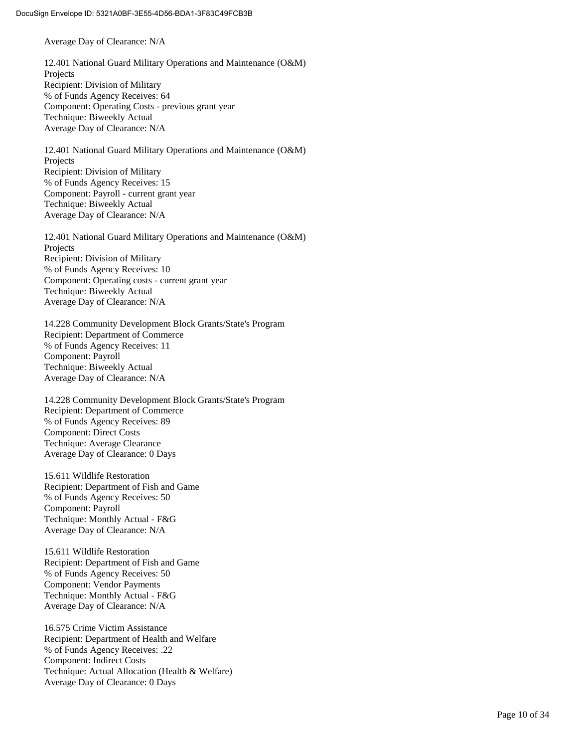Average Day of Clearance: N/A

12.401 National Guard Military Operations and Maintenance (O&M) Projects
Recipient: Division of Military
% of Funds Agency Receives: 64
Component: Operating Costs - previous grant year
Technique: Biweekly Actual
Average Day of Clearance: N/A

12.401 National Guard Military Operations and Maintenance (O&M) Projects
Recipient: Division of Military
% of Funds Agency Receives: 15
Component: Payroll - current grant year
Technique: Biweekly Actual
Average Day of Clearance: N/A

12.401 National Guard Military Operations and Maintenance (O&M) Projects
Recipient: Division of Military
% of Funds Agency Receives: 10
Component: Operating costs - current grant year
Technique: Biweekly Actual
Average Day of Clearance: N/A

14.228 Community Development Block Grants/State's Program
Recipient: Department of Commerce
% of Funds Agency Receives: 11
Component: Payroll
Technique: Biweekly Actual
Average Day of Clearance: N/A

14.228 Community Development Block Grants/State's Program
Recipient: Department of Commerce
% of Funds Agency Receives: 89
Component: Direct Costs
Technique: Average Clearance
Average Day of Clearance: 0 Days

15.611 Wildlife Restoration
Recipient: Department of Fish and Game
% of Funds Agency Receives: 50
Component: Payroll
Technique: Monthly Actual - F&G
Average Day of Clearance: N/A

15.611 Wildlife Restoration
Recipient: Department of Fish and Game
% of Funds Agency Receives: 50
Component: Vendor Payments
Technique: Monthly Actual - F&G
Average Day of Clearance: N/A

16.575 Crime Victim Assistance
Recipient: Department of Health and Welfare
% of Funds Agency Receives: .22
Component: Indirect Costs
Technique: Actual Allocation (Health & Welfare)
Average Day of Clearance: 0 Days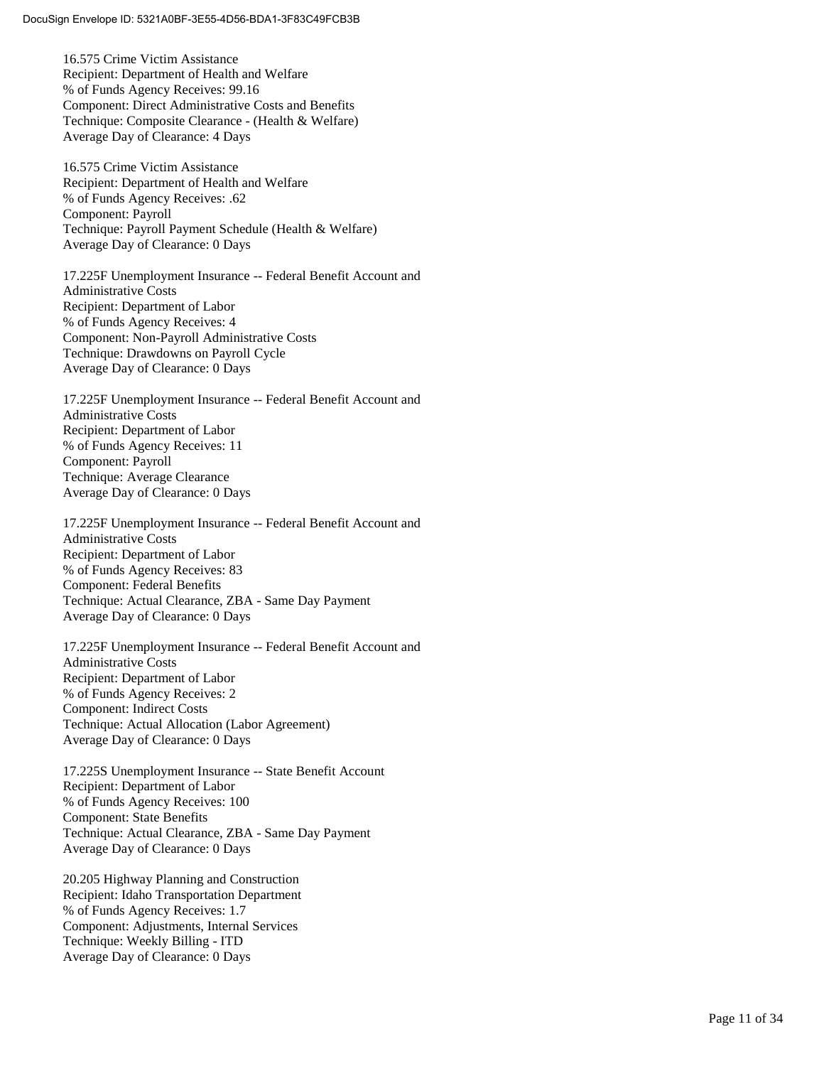16.575 Crime Victim Assistance
Recipient: Department of Health and Welfare
% of Funds Agency Receives: 99.16
Component: Direct Administrative Costs and Benefits
Technique: Composite Clearance - (Health & Welfare)
Average Day of Clearance: 4 Days

16.575 Crime Victim Assistance
Recipient: Department of Health and Welfare
% of Funds Agency Receives: .62
Component: Payroll
Technique: Payroll Payment Schedule (Health & Welfare)
Average Day of Clearance: 0 Days

17.225F Unemployment Insurance -- Federal Benefit Account and Administrative Costs
Recipient: Department of Labor
% of Funds Agency Receives: 4
Component: Non-Payroll Administrative Costs
Technique: Drawdowns on Payroll Cycle
Average Day of Clearance: 0 Days

17.225F Unemployment Insurance -- Federal Benefit Account and Administrative Costs
Recipient: Department of Labor
% of Funds Agency Receives: 11
Component: Payroll
Technique: Average Clearance
Average Day of Clearance: 0 Days

17.225F Unemployment Insurance -- Federal Benefit Account and Administrative Costs
Recipient: Department of Labor
% of Funds Agency Receives: 83
Component: Federal Benefits
Technique: Actual Clearance, ZBA - Same Day Payment
Average Day of Clearance: 0 Days

17.225F Unemployment Insurance -- Federal Benefit Account and Administrative Costs
Recipient: Department of Labor
% of Funds Agency Receives: 2
Component: Indirect Costs
Technique: Actual Allocation (Labor Agreement)
Average Day of Clearance: 0 Days

17.225S Unemployment Insurance -- State Benefit Account
Recipient: Department of Labor
% of Funds Agency Receives: 100
Component: State Benefits
Technique: Actual Clearance, ZBA - Same Day Payment
Average Day of Clearance: 0 Days

20.205 Highway Planning and Construction
Recipient: Idaho Transportation Department
% of Funds Agency Receives: 1.7
Component: Adjustments, Internal Services
Technique: Weekly Billing - ITD
Average Day of Clearance: 0 Days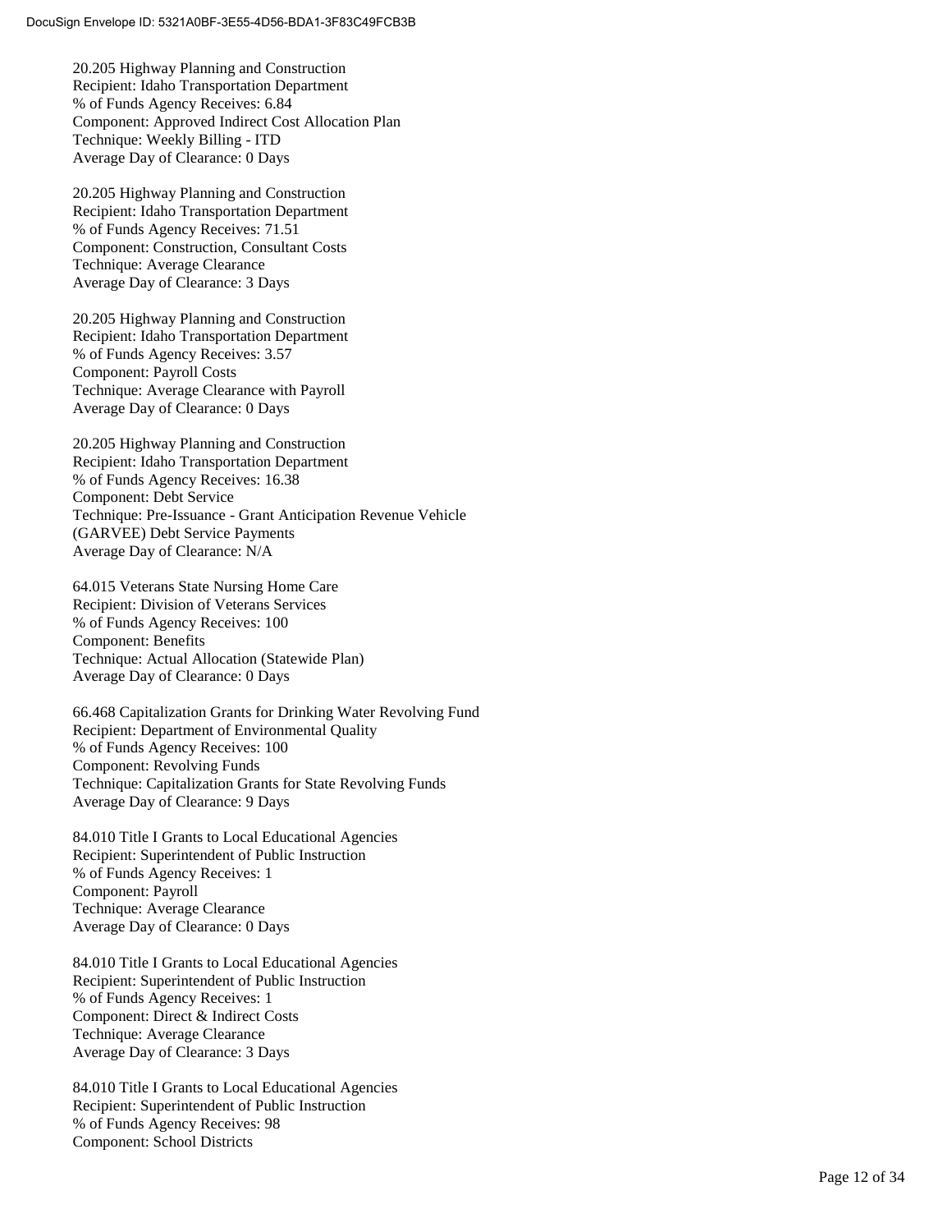20.205 Highway Planning and Construction
Recipient: Idaho Transportation Department
% of Funds Agency Receives: 6.84
Component: Approved Indirect Cost Allocation Plan
Technique: Weekly Billing - ITD
Average Day of Clearance: 0 Days

20.205 Highway Planning and Construction
Recipient: Idaho Transportation Department
% of Funds Agency Receives: 71.51
Component: Construction, Consultant Costs
Technique: Average Clearance
Average Day of Clearance: 3 Days

20.205 Highway Planning and Construction
Recipient: Idaho Transportation Department
% of Funds Agency Receives: 3.57
Component: Payroll Costs
Technique: Average Clearance with Payroll
Average Day of Clearance: 0 Days

20.205 Highway Planning and Construction
Recipient: Idaho Transportation Department
% of Funds Agency Receives: 16.38
Component: Debt Service
Technique: Pre-Issuance - Grant Anticipation Revenue Vehicle (GARVEE) Debt Service Payments
Average Day of Clearance: N/A

64.015 Veterans State Nursing Home Care
Recipient: Division of Veterans Services
% of Funds Agency Receives: 100
Component: Benefits
Technique: Actual Allocation (Statewide Plan)
Average Day of Clearance: 0 Days

66.468 Capitalization Grants for Drinking Water Revolving Fund
Recipient: Department of Environmental Quality
% of Funds Agency Receives: 100
Component: Revolving Funds
Technique: Capitalization Grants for State Revolving Funds
Average Day of Clearance: 9 Days

84.010 Title I Grants to Local Educational Agencies
Recipient: Superintendent of Public Instruction
% of Funds Agency Receives: 1
Component: Payroll
Technique: Average Clearance
Average Day of Clearance: 0 Days

84.010 Title I Grants to Local Educational Agencies
Recipient: Superintendent of Public Instruction
% of Funds Agency Receives: 1
Component: Direct & Indirect Costs
Technique: Average Clearance
Average Day of Clearance: 3 Days

84.010 Title I Grants to Local Educational Agencies
Recipient: Superintendent of Public Instruction
% of Funds Agency Receives: 98
Component: School Districts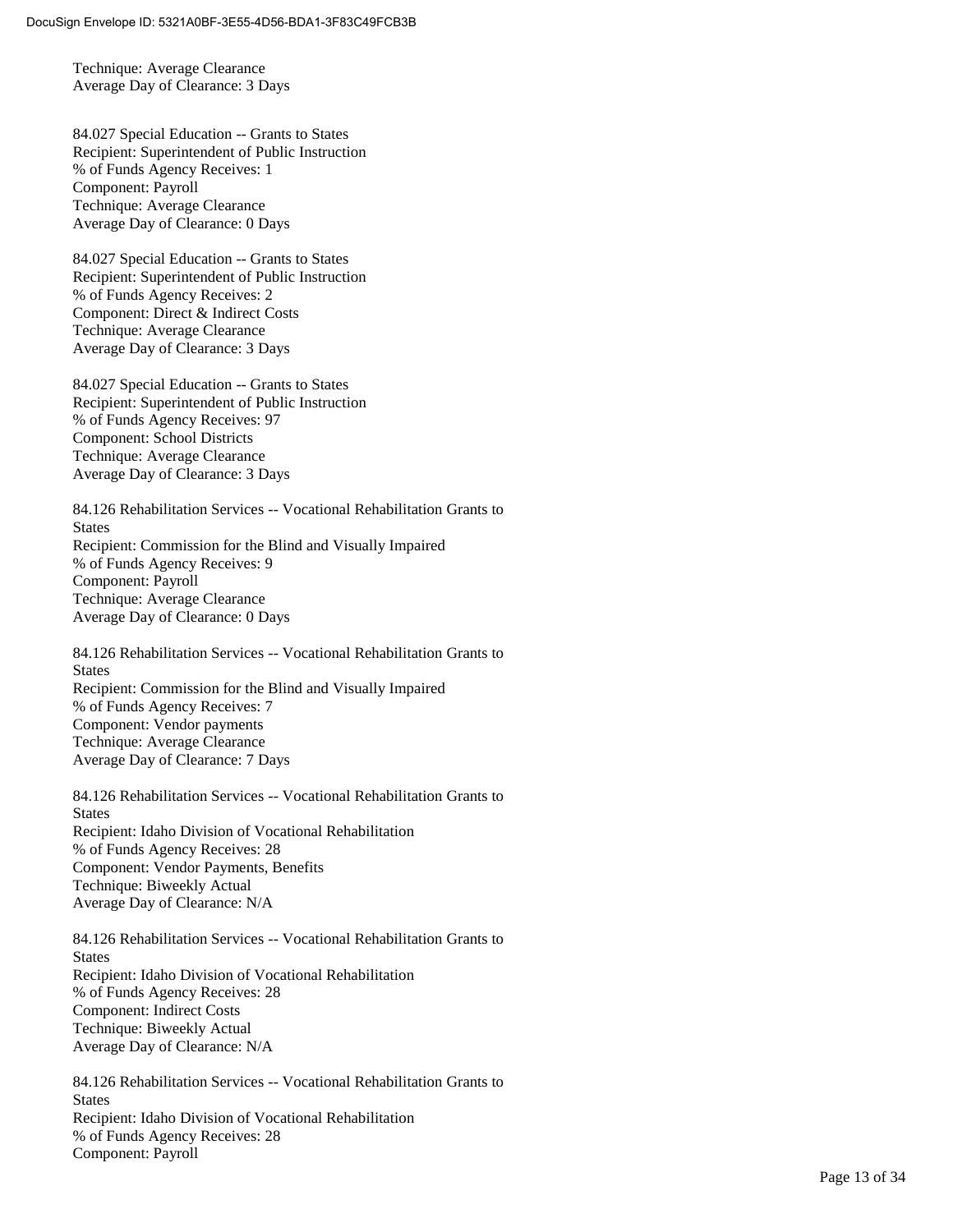Technique: Average Clearance
Average Day of Clearance: 3 Days

84.027 Special Education -- Grants to States
Recipient: Superintendent of Public Instruction
% of Funds Agency Receives: 1
Component: Payroll
Technique: Average Clearance
Average Day of Clearance: 0 Days

84.027 Special Education -- Grants to States
Recipient: Superintendent of Public Instruction
% of Funds Agency Receives: 2
Component: Direct & Indirect Costs
Technique: Average Clearance
Average Day of Clearance: 3 Days

84.027 Special Education -- Grants to States
Recipient: Superintendent of Public Instruction
% of Funds Agency Receives: 97
Component: School Districts
Technique: Average Clearance
Average Day of Clearance: 3 Days

84.126 Rehabilitation Services -- Vocational Rehabilitation Grants to States
Recipient: Commission for the Blind and Visually Impaired
% of Funds Agency Receives: 9
Component: Payroll
Technique: Average Clearance
Average Day of Clearance: 0 Days

84.126 Rehabilitation Services -- Vocational Rehabilitation Grants to States
Recipient: Commission for the Blind and Visually Impaired
% of Funds Agency Receives: 7
Component: Vendor payments
Technique: Average Clearance
Average Day of Clearance: 7 Days

84.126 Rehabilitation Services -- Vocational Rehabilitation Grants to States
Recipient: Idaho Division of Vocational Rehabilitation
% of Funds Agency Receives: 28
Component: Vendor Payments, Benefits
Technique: Biweekly Actual
Average Day of Clearance: N/A

84.126 Rehabilitation Services -- Vocational Rehabilitation Grants to States
Recipient: Idaho Division of Vocational Rehabilitation
% of Funds Agency Receives: 28
Component: Indirect Costs
Technique: Biweekly Actual
Average Day of Clearance: N/A

84.126 Rehabilitation Services -- Vocational Rehabilitation Grants to States
Recipient: Idaho Division of Vocational Rehabilitation
% of Funds Agency Receives: 28
Component: Payroll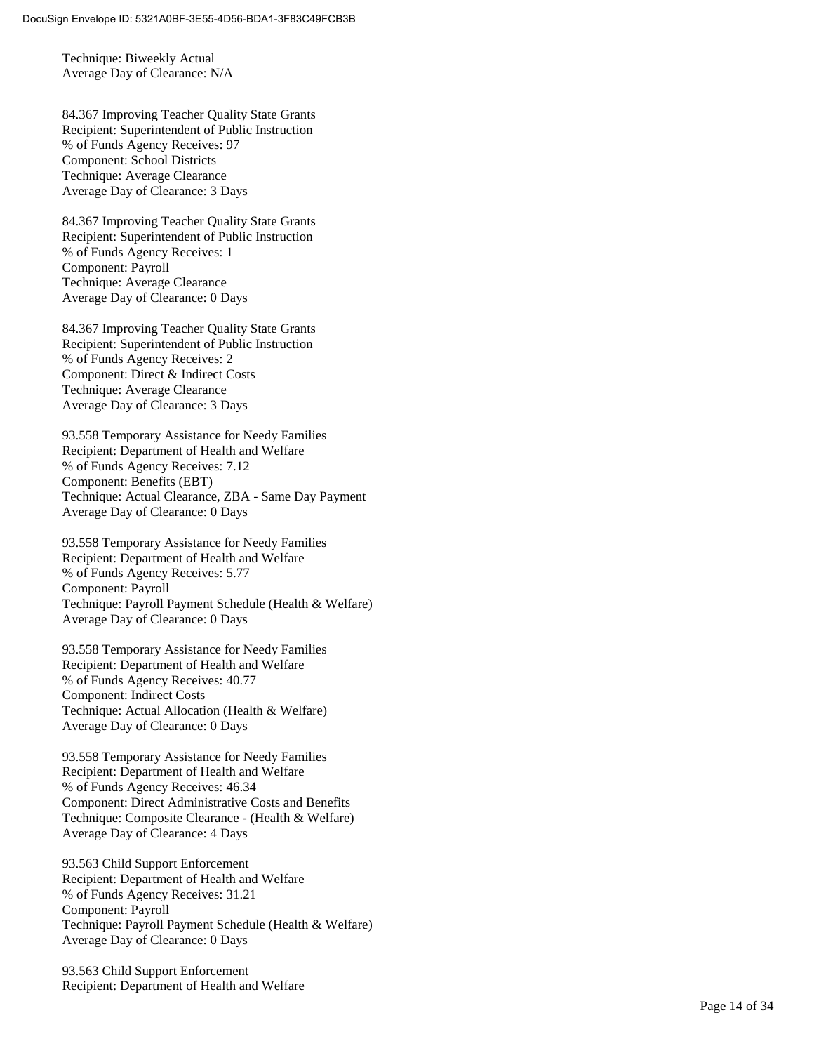Technique: Biweekly Actual
Average Day of Clearance: N/A

84.367 Improving Teacher Quality State Grants
Recipient: Superintendent of Public Instruction
% of Funds Agency Receives: 97
Component: School Districts
Technique: Average Clearance
Average Day of Clearance: 3 Days

84.367 Improving Teacher Quality State Grants
Recipient: Superintendent of Public Instruction
% of Funds Agency Receives: 1
Component: Payroll
Technique: Average Clearance
Average Day of Clearance: 0 Days

84.367 Improving Teacher Quality State Grants
Recipient: Superintendent of Public Instruction
% of Funds Agency Receives: 2
Component: Direct & Indirect Costs
Technique: Average Clearance
Average Day of Clearance: 3 Days

93.558 Temporary Assistance for Needy Families
Recipient: Department of Health and Welfare
% of Funds Agency Receives: 7.12
Component: Benefits (EBT)
Technique: Actual Clearance, ZBA - Same Day Payment
Average Day of Clearance: 0 Days

93.558 Temporary Assistance for Needy Families
Recipient: Department of Health and Welfare
% of Funds Agency Receives: 5.77
Component: Payroll
Technique: Payroll Payment Schedule (Health & Welfare)
Average Day of Clearance: 0 Days

93.558 Temporary Assistance for Needy Families
Recipient: Department of Health and Welfare
% of Funds Agency Receives: 40.77
Component: Indirect Costs
Technique: Actual Allocation (Health & Welfare)
Average Day of Clearance: 0 Days

93.558 Temporary Assistance for Needy Families
Recipient: Department of Health and Welfare
% of Funds Agency Receives: 46.34
Component: Direct Administrative Costs and Benefits
Technique: Composite Clearance - (Health & Welfare)
Average Day of Clearance: 4 Days

93.563 Child Support Enforcement
Recipient: Department of Health and Welfare
% of Funds Agency Receives: 31.21
Component: Payroll
Technique: Payroll Payment Schedule (Health & Welfare)
Average Day of Clearance: 0 Days

93.563 Child Support Enforcement
Recipient: Department of Health and Welfare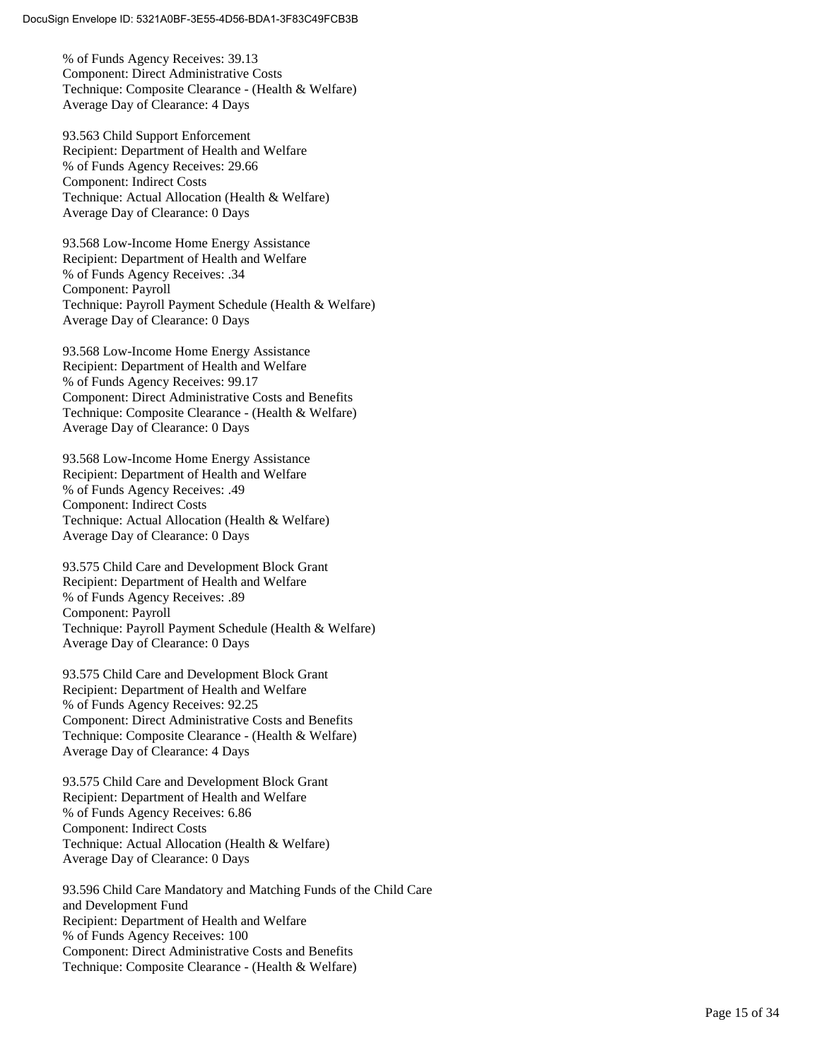% of Funds Agency Receives: 39.13
Component: Direct Administrative Costs
Technique: Composite Clearance - (Health & Welfare)
Average Day of Clearance: 4 Days

93.563 Child Support Enforcement
Recipient: Department of Health and Welfare
% of Funds Agency Receives: 29.66
Component: Indirect Costs
Technique: Actual Allocation (Health & Welfare)
Average Day of Clearance: 0 Days

93.568 Low-Income Home Energy Assistance
Recipient: Department of Health and Welfare
% of Funds Agency Receives: .34
Component: Payroll
Technique: Payroll Payment Schedule (Health & Welfare)
Average Day of Clearance: 0 Days

93.568 Low-Income Home Energy Assistance
Recipient: Department of Health and Welfare
% of Funds Agency Receives: 99.17
Component: Direct Administrative Costs and Benefits
Technique: Composite Clearance - (Health & Welfare)
Average Day of Clearance: 0 Days

93.568 Low-Income Home Energy Assistance
Recipient: Department of Health and Welfare
% of Funds Agency Receives: .49
Component: Indirect Costs
Technique: Actual Allocation (Health & Welfare)
Average Day of Clearance: 0 Days

93.575 Child Care and Development Block Grant
Recipient: Department of Health and Welfare
% of Funds Agency Receives: .89
Component: Payroll
Technique: Payroll Payment Schedule (Health & Welfare)
Average Day of Clearance: 0 Days

93.575 Child Care and Development Block Grant
Recipient: Department of Health and Welfare
% of Funds Agency Receives: 92.25
Component: Direct Administrative Costs and Benefits
Technique: Composite Clearance - (Health & Welfare)
Average Day of Clearance: 4 Days

93.575 Child Care and Development Block Grant
Recipient: Department of Health and Welfare
% of Funds Agency Receives: 6.86
Component: Indirect Costs
Technique: Actual Allocation (Health & Welfare)
Average Day of Clearance: 0 Days

93.596 Child Care Mandatory and Matching Funds of the Child Care and Development Fund
Recipient: Department of Health and Welfare
% of Funds Agency Receives: 100
Component: Direct Administrative Costs and Benefits
Technique: Composite Clearance - (Health & Welfare)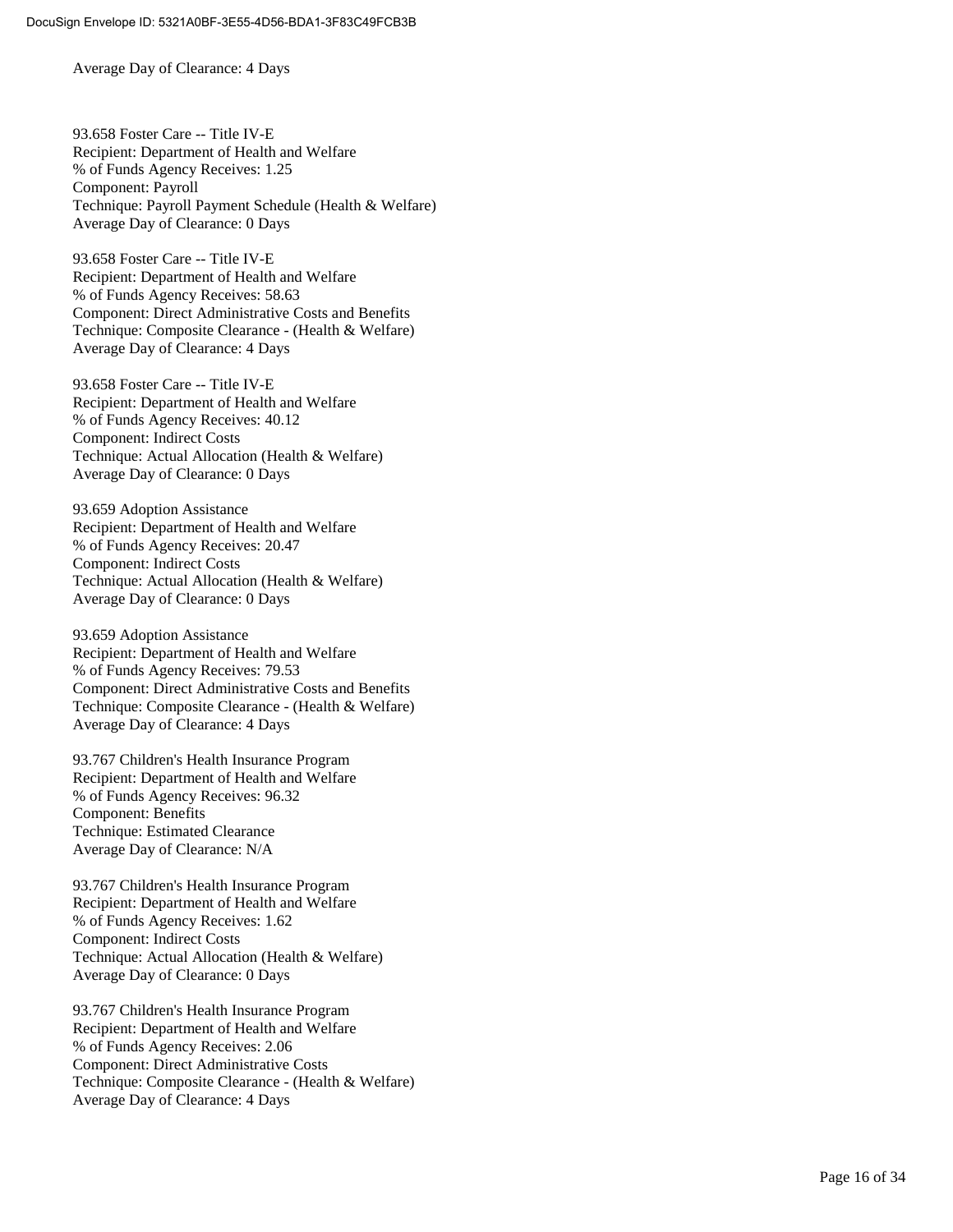Average Day of Clearance: 4 Days

93.658 Foster Care -- Title IV-E
Recipient: Department of Health and Welfare
% of Funds Agency Receives: 1.25
Component: Payroll
Technique: Payroll Payment Schedule (Health & Welfare)
Average Day of Clearance: 0 Days

93.658 Foster Care -- Title IV-E
Recipient: Department of Health and Welfare
% of Funds Agency Receives: 58.63
Component: Direct Administrative Costs and Benefits
Technique: Composite Clearance - (Health & Welfare)
Average Day of Clearance: 4 Days

93.658 Foster Care -- Title IV-E
Recipient: Department of Health and Welfare
% of Funds Agency Receives: 40.12
Component: Indirect Costs
Technique: Actual Allocation (Health & Welfare)
Average Day of Clearance: 0 Days

93.659 Adoption Assistance
Recipient: Department of Health and Welfare
% of Funds Agency Receives: 20.47
Component: Indirect Costs
Technique: Actual Allocation (Health & Welfare)
Average Day of Clearance: 0 Days

93.659 Adoption Assistance
Recipient: Department of Health and Welfare
% of Funds Agency Receives: 79.53
Component: Direct Administrative Costs and Benefits
Technique: Composite Clearance - (Health & Welfare)
Average Day of Clearance: 4 Days

93.767 Children's Health Insurance Program
Recipient: Department of Health and Welfare
% of Funds Agency Receives: 96.32
Component: Benefits
Technique: Estimated Clearance
Average Day of Clearance: N/A

93.767 Children's Health Insurance Program
Recipient: Department of Health and Welfare
% of Funds Agency Receives: 1.62
Component: Indirect Costs
Technique: Actual Allocation (Health & Welfare)
Average Day of Clearance: 0 Days

93.767 Children's Health Insurance Program
Recipient: Department of Health and Welfare
% of Funds Agency Receives: 2.06
Component: Direct Administrative Costs
Technique: Composite Clearance - (Health & Welfare)
Average Day of Clearance: 4 Days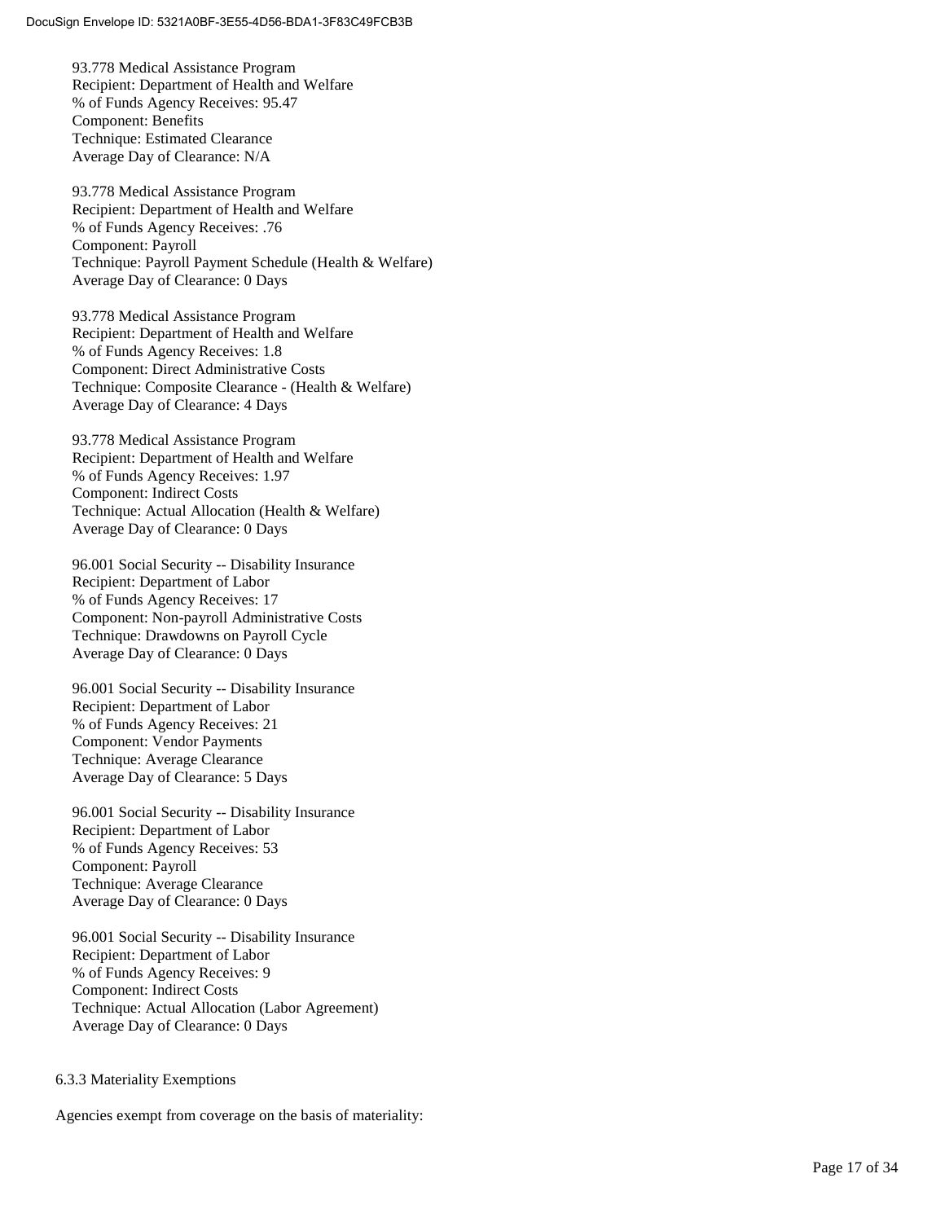93.778 Medical Assistance Program
Recipient: Department of Health and Welfare
% of Funds Agency Receives: 95.47
Component: Benefits
Technique: Estimated Clearance
Average Day of Clearance: N/A

93.778 Medical Assistance Program
Recipient: Department of Health and Welfare
% of Funds Agency Receives: .76
Component: Payroll
Technique: Payroll Payment Schedule (Health & Welfare)
Average Day of Clearance: 0 Days

93.778 Medical Assistance Program
Recipient: Department of Health and Welfare
% of Funds Agency Receives: 1.8
Component: Direct Administrative Costs
Technique: Composite Clearance - (Health & Welfare)
Average Day of Clearance: 4 Days

93.778 Medical Assistance Program
Recipient: Department of Health and Welfare
% of Funds Agency Receives: 1.97
Component: Indirect Costs
Technique: Actual Allocation (Health & Welfare)
Average Day of Clearance: 0 Days

96.001 Social Security -- Disability Insurance
Recipient: Department of Labor
% of Funds Agency Receives: 17
Component: Non-payroll Administrative Costs
Technique: Drawdowns on Payroll Cycle
Average Day of Clearance: 0 Days

96.001 Social Security -- Disability Insurance
Recipient: Department of Labor
% of Funds Agency Receives: 21
Component: Vendor Payments
Technique: Average Clearance
Average Day of Clearance: 5 Days

96.001 Social Security -- Disability Insurance
Recipient: Department of Labor
% of Funds Agency Receives: 53
Component: Payroll
Technique: Average Clearance
Average Day of Clearance: 0 Days

96.001 Social Security -- Disability Insurance
Recipient: Department of Labor
% of Funds Agency Receives: 9
Component: Indirect Costs
Technique: Actual Allocation (Labor Agreement)
Average Day of Clearance: 0 Days

### 6.3.3 Materiality Exemptions

Agencies exempt from coverage on the basis of materiality: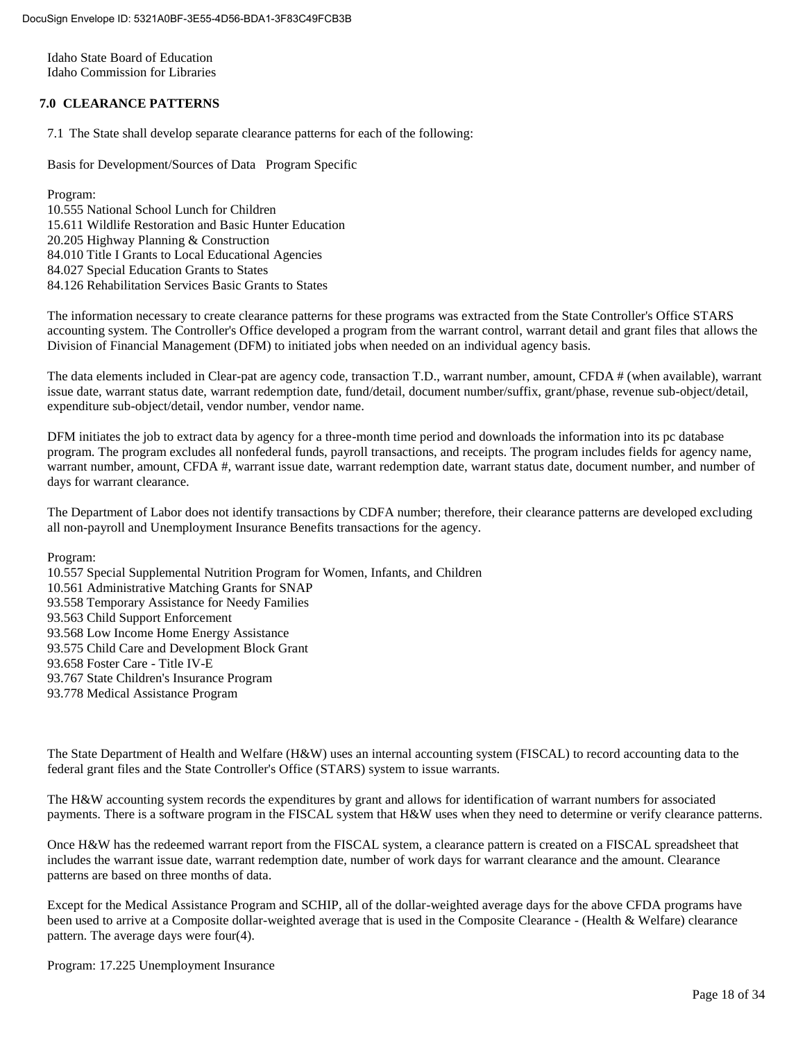Idaho State Board of Education
Idaho Commission for Libraries

## 7.0 CLEARANCE PATTERNS

7.1 The State shall develop separate clearance patterns for each of the following:

Basis for Development/Sources of Data Program Specific

Program:
10.555 National School Lunch for Children
15.611 Wildlife Restoration and Basic Hunter Education
20.205 Highway Planning & Construction
84.010 Title I Grants to Local Educational Agencies
84.027 Special Education Grants to States
84.126 Rehabilitation Services Basic Grants to States

The information necessary to create clearance patterns for these programs was extracted from the State Controller's Office STARS accounting system. The Controller's Office developed a program from the warrant control, warrant detail and grant files that allows the Division of Financial Management (DFM) to initiated jobs when needed on an individual agency basis.

The data elements included in Clear-pat are agency code, transaction T.D., warrant number, amount, CFDA # (when available), warrant issue date, warrant status date, warrant redemption date, fund/detail, document number/suffix, grant/phase, revenue sub-object/detail, expenditure sub-object/detail, vendor number, vendor name.

DFM initiates the job to extract data by agency for a three-month time period and downloads the information into its pc database program. The program excludes all nonfederal funds, payroll transactions, and receipts. The program includes fields for agency name, warrant number, amount, CFDA #, warrant issue date, warrant redemption date, warrant status date, document number, and number of days for warrant clearance.

The Department of Labor does not identify transactions by CDFA number; therefore, their clearance patterns are developed excluding all non-payroll and Unemployment Insurance Benefits transactions for the agency.

Program:
10.557 Special Supplemental Nutrition Program for Women, Infants, and Children
10.561 Administrative Matching Grants for SNAP
93.558 Temporary Assistance for Needy Families
93.563 Child Support Enforcement
93.568 Low Income Home Energy Assistance
93.575 Child Care and Development Block Grant
93.658 Foster Care - Title IV-E
93.767 State Children's Insurance Program
93.778 Medical Assistance Program

The State Department of Health and Welfare (H&W) uses an internal accounting system (FISCAL) to record accounting data to the federal grant files and the State Controller's Office (STARS) system to issue warrants.

The H&W accounting system records the expenditures by grant and allows for identification of warrant numbers for associated payments. There is a software program in the FISCAL system that H&W uses when they need to determine or verify clearance patterns.

Once H&W has the redeemed warrant report from the FISCAL system, a clearance pattern is created on a FISCAL spreadsheet that includes the warrant issue date, warrant redemption date, number of work days for warrant clearance and the amount. Clearance patterns are based on three months of data.

Except for the Medical Assistance Program and SCHIP, all of the dollar-weighted average days for the above CFDA programs have been used to arrive at a Composite dollar-weighted average that is used in the Composite Clearance - (Health & Welfare) clearance pattern. The average days were four(4).

Program: 17.225 Unemployment Insurance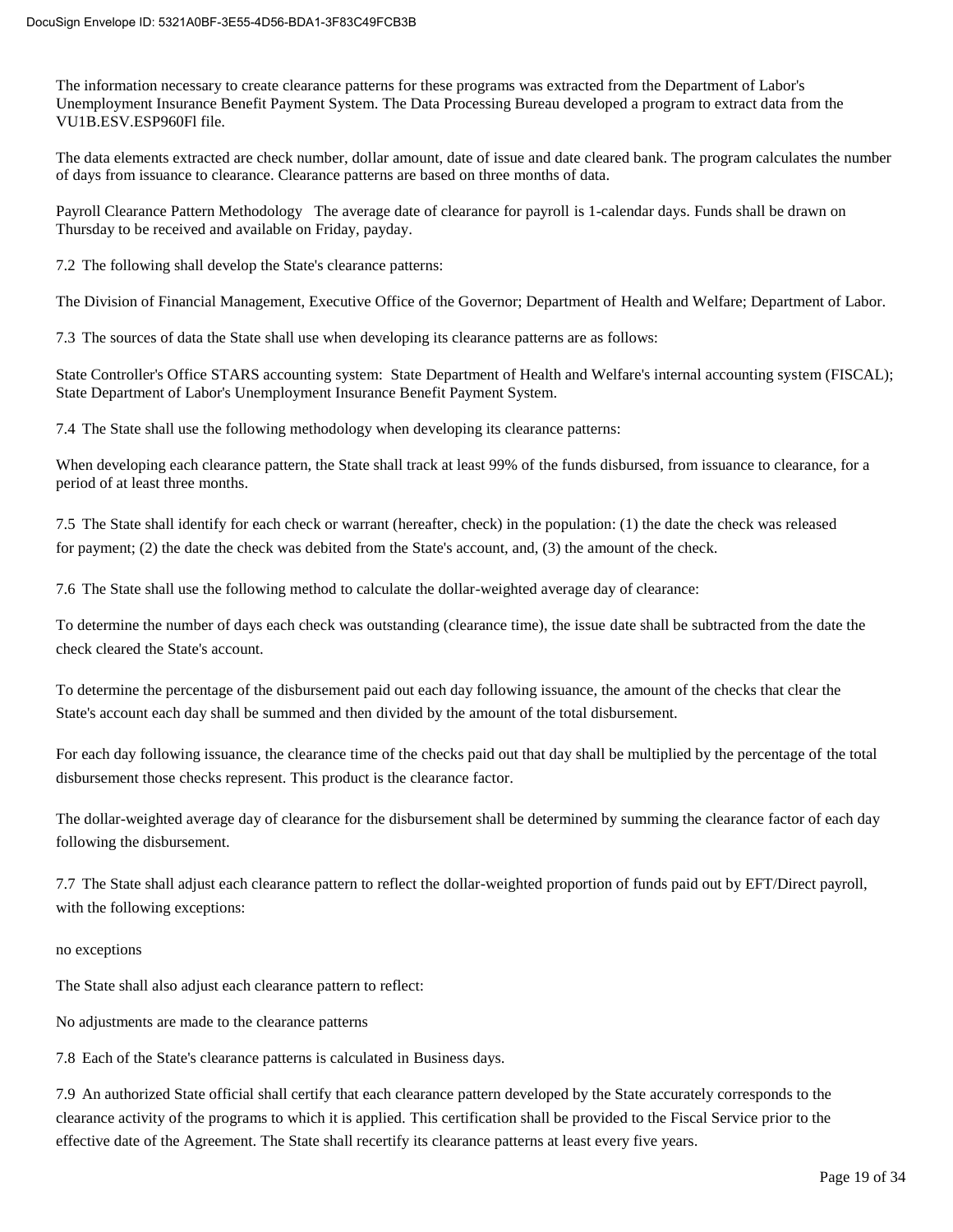The information necessary to create clearance patterns for these programs was extracted from the Department of Labor's Unemployment Insurance Benefit Payment System. The Data Processing Bureau developed a program to extract data from the VU1B.ESV.ESP960Fl file.

The data elements extracted are check number, dollar amount, date of issue and date cleared bank. The program calculates the number of days from issuance to clearance. Clearance patterns are based on three months of data.

Payroll Clearance Pattern Methodology   The average date of clearance for payroll is 1-calendar days. Funds shall be drawn on Thursday to be received and available on Friday, payday.

7.2  The following shall develop the State's clearance patterns:

The Division of Financial Management, Executive Office of the Governor; Department of Health and Welfare; Department of Labor.

7.3  The sources of data the State shall use when developing its clearance patterns are as follows:

State Controller's Office STARS accounting system:  State Department of Health and Welfare's internal accounting system (FISCAL); State Department of Labor's Unemployment Insurance Benefit Payment System.

7.4  The State shall use the following methodology when developing its clearance patterns:

When developing each clearance pattern, the State shall track at least 99% of the funds disbursed, from issuance to clearance, for a period of at least three months.

7.5  The State shall identify for each check or warrant (hereafter, check) in the population: (1) the date the check was released for payment; (2) the date the check was debited from the State's account, and, (3) the amount of the check.

7.6  The State shall use the following method to calculate the dollar-weighted average day of clearance:

To determine the number of days each check was outstanding (clearance time), the issue date shall be subtracted from the date the check cleared the State's account.

To determine the percentage of the disbursement paid out each day following issuance, the amount of the checks that clear the State's account each day shall be summed and then divided by the amount of the total disbursement.

For each day following issuance, the clearance time of the checks paid out that day shall be multiplied by the percentage of the total disbursement those checks represent. This product is the clearance factor.

The dollar-weighted average day of clearance for the disbursement shall be determined by summing the clearance factor of each day following the disbursement.

7.7  The State shall adjust each clearance pattern to reflect the dollar-weighted proportion of funds paid out by EFT/Direct payroll, with the following exceptions:

no exceptions

The State shall also adjust each clearance pattern to reflect:

No adjustments are made to the clearance patterns

7.8  Each of the State's clearance patterns is calculated in Business days.

7.9  An authorized State official shall certify that each clearance pattern developed by the State accurately corresponds to the clearance activity of the programs to which it is applied. This certification shall be provided to the Fiscal Service prior to the effective date of the Agreement. The State shall recertify its clearance patterns at least every five years.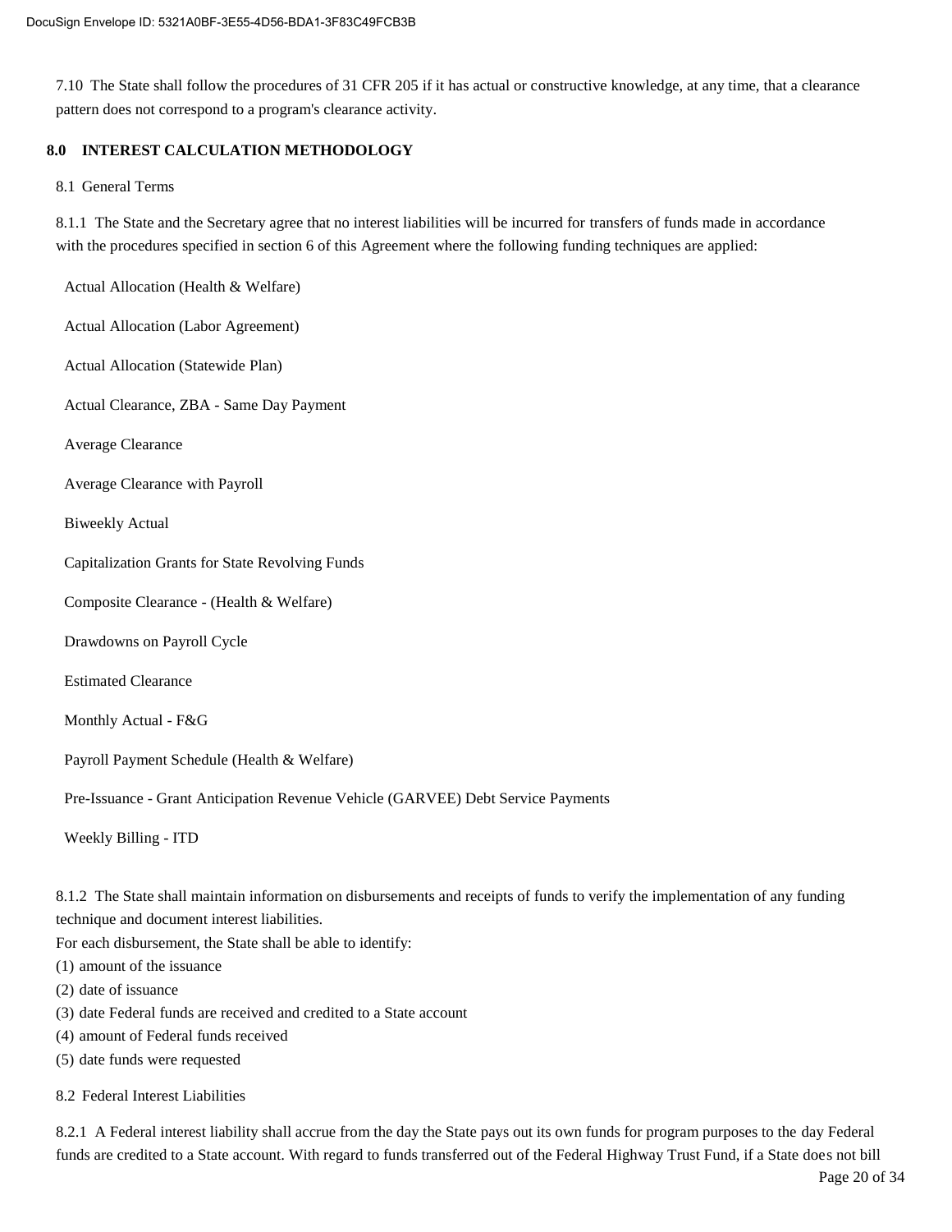7.10 The State shall follow the procedures of 31 CFR 205 if it has actual or constructive knowledge, at any time, that a clearance pattern does not correspond to a program's clearance activity.

## 8.0 INTEREST CALCULATION METHODOLOGY

8.1 General Terms

8.1.1 The State and the Secretary agree that no interest liabilities will be incurred for transfers of funds made in accordance with the procedures specified in section 6 of this Agreement where the following funding techniques are applied:

Actual Allocation (Health & Welfare)

Actual Allocation (Labor Agreement)

Actual Allocation (Statewide Plan)

Actual Clearance, ZBA - Same Day Payment

Average Clearance

Average Clearance with Payroll

Biweekly Actual

Capitalization Grants for State Revolving Funds

Composite Clearance - (Health & Welfare)

Drawdowns on Payroll Cycle

Estimated Clearance

Monthly Actual - F&G

Payroll Payment Schedule (Health & Welfare)

Pre-Issuance - Grant Anticipation Revenue Vehicle (GARVEE) Debt Service Payments

Weekly Billing - ITD

8.1.2 The State shall maintain information on disbursements and receipts of funds to verify the implementation of any funding technique and document interest liabilities.
For each disbursement, the State shall be able to identify:
(1) amount of the issuance
(2) date of issuance
(3) date Federal funds are received and credited to a State account
(4) amount of Federal funds received
(5) date funds were requested

8.2 Federal Interest Liabilities

8.2.1 A Federal interest liability shall accrue from the day the State pays out its own funds for program purposes to the day Federal funds are credited to a State account. With regard to funds transferred out of the Federal Highway Trust Fund, if a State does not bill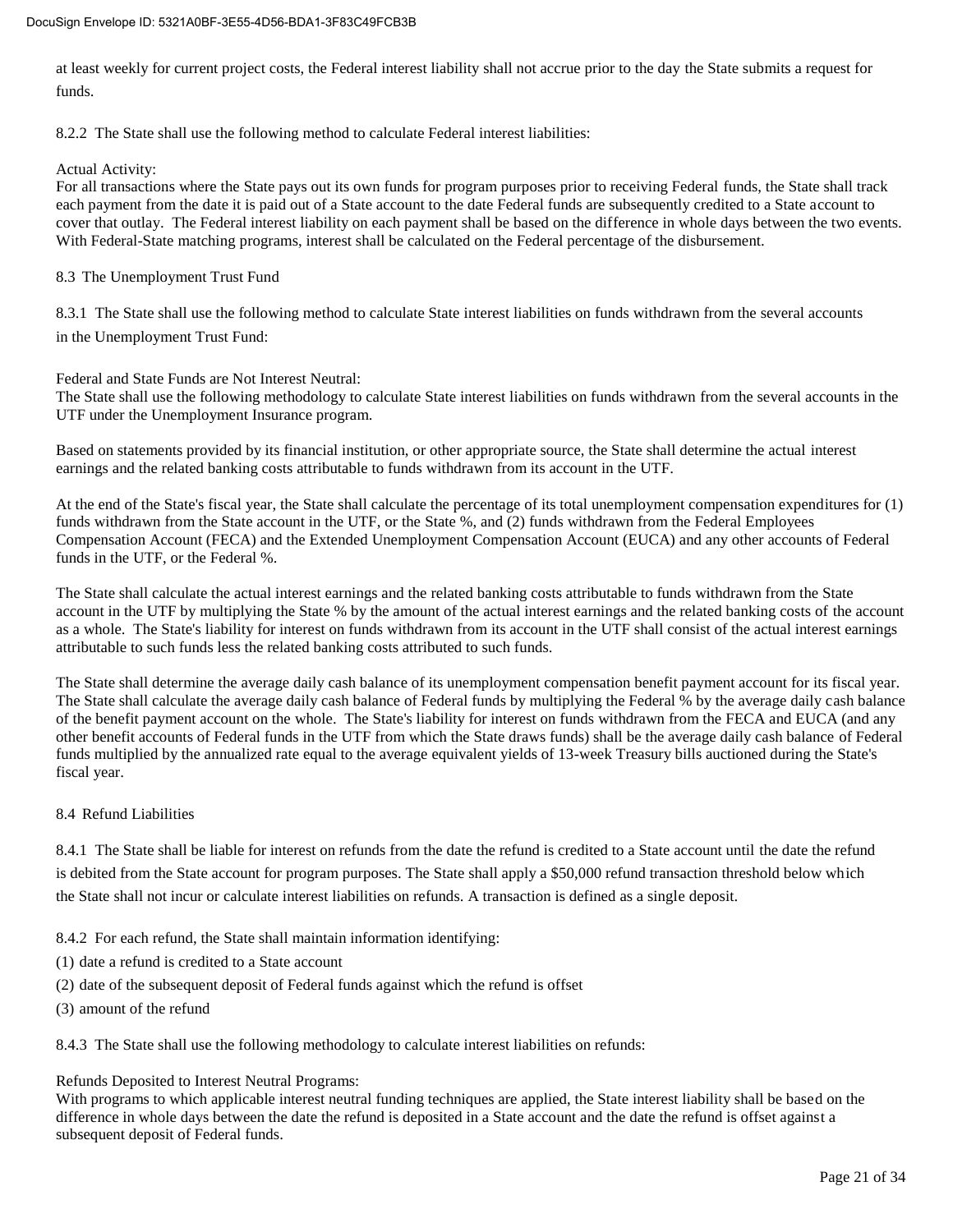at least weekly for current project costs, the Federal interest liability shall not accrue prior to the day the State submits a request for funds.

8.2.2 The State shall use the following method to calculate Federal interest liabilities:

Actual Activity:
For all transactions where the State pays out its own funds for program purposes prior to receiving Federal funds, the State shall track each payment from the date it is paid out of a State account to the date Federal funds are subsequently credited to a State account to cover that outlay. The Federal interest liability on each payment shall be based on the difference in whole days between the two events. With Federal-State matching programs, interest shall be calculated on the Federal percentage of the disbursement.

8.3 The Unemployment Trust Fund

8.3.1 The State shall use the following method to calculate State interest liabilities on funds withdrawn from the several accounts in the Unemployment Trust Fund:

Federal and State Funds are Not Interest Neutral:
The State shall use the following methodology to calculate State interest liabilities on funds withdrawn from the several accounts in the UTF under the Unemployment Insurance program.

Based on statements provided by its financial institution, or other appropriate source, the State shall determine the actual interest earnings and the related banking costs attributable to funds withdrawn from its account in the UTF.

At the end of the State's fiscal year, the State shall calculate the percentage of its total unemployment compensation expenditures for (1) funds withdrawn from the State account in the UTF, or the State %, and (2) funds withdrawn from the Federal Employees Compensation Account (FECA) and the Extended Unemployment Compensation Account (EUCA) and any other accounts of Federal funds in the UTF, or the Federal %.

The State shall calculate the actual interest earnings and the related banking costs attributable to funds withdrawn from the State account in the UTF by multiplying the State % by the amount of the actual interest earnings and the related banking costs of the account as a whole. The State's liability for interest on funds withdrawn from its account in the UTF shall consist of the actual interest earnings attributable to such funds less the related banking costs attributed to such funds.

The State shall determine the average daily cash balance of its unemployment compensation benefit payment account for its fiscal year. The State shall calculate the average daily cash balance of Federal funds by multiplying the Federal % by the average daily cash balance of the benefit payment account on the whole. The State's liability for interest on funds withdrawn from the FECA and EUCA (and any other benefit accounts of Federal funds in the UTF from which the State draws funds) shall be the average daily cash balance of Federal funds multiplied by the annualized rate equal to the average equivalent yields of 13-week Treasury bills auctioned during the State's fiscal year.

8.4 Refund Liabilities

8.4.1 The State shall be liable for interest on refunds from the date the refund is credited to a State account until the date the refund is debited from the State account for program purposes. The State shall apply a $50,000 refund transaction threshold below which the State shall not incur or calculate interest liabilities on refunds. A transaction is defined as a single deposit.

8.4.2 For each refund, the State shall maintain information identifying:

(1) date a refund is credited to a State account
(2) date of the subsequent deposit of Federal funds against which the refund is offset
(3) amount of the refund

8.4.3 The State shall use the following methodology to calculate interest liabilities on refunds:

Refunds Deposited to Interest Neutral Programs:
With programs to which applicable interest neutral funding techniques are applied, the State interest liability shall be based on the difference in whole days between the date the refund is deposited in a State account and the date the refund is offset against a subsequent deposit of Federal funds.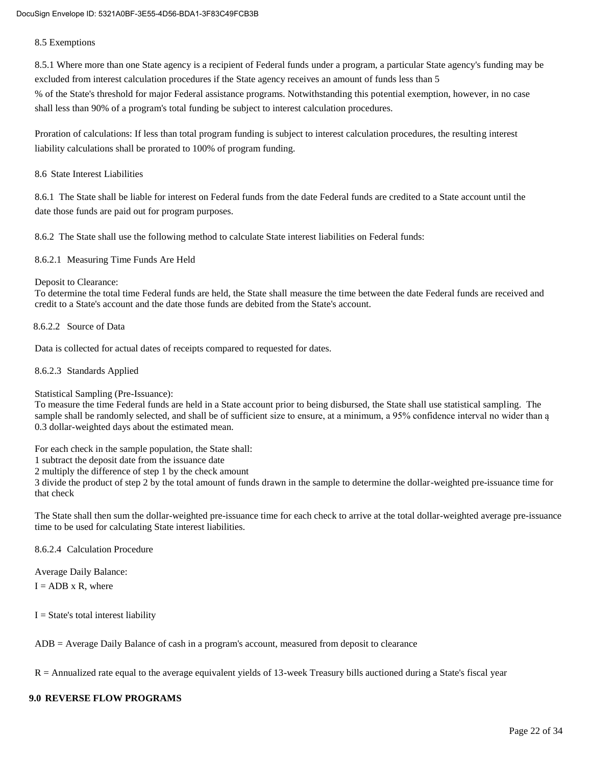8.5 Exemptions

8.5.1 Where more than one State agency is a recipient of Federal funds under a program, a particular State agency's funding may be excluded from interest calculation procedures if the State agency receives an amount of funds less than 5 % of the State's threshold for major Federal assistance programs. Notwithstanding this potential exemption, however, in no case shall less than 90% of a program's total funding be subject to interest calculation procedures.

Proration of calculations: If less than total program funding is subject to interest calculation procedures, the resulting interest liability calculations shall be prorated to 100% of program funding.

8.6 State Interest Liabilities

8.6.1 The State shall be liable for interest on Federal funds from the date Federal funds are credited to a State account until the date those funds are paid out for program purposes.

8.6.2 The State shall use the following method to calculate State interest liabilities on Federal funds:

8.6.2.1 Measuring Time Funds Are Held

Deposit to Clearance:
To determine the total time Federal funds are held, the State shall measure the time between the date Federal funds are received and credit to a State's account and the date those funds are debited from the State's account.

8.6.2.2 Source of Data

Data is collected for actual dates of receipts compared to requested for dates.

8.6.2.3 Standards Applied

Statistical Sampling (Pre-Issuance):
To measure the time Federal funds are held in a State account prior to being disbursed, the State shall use statistical sampling. The sample shall be randomly selected, and shall be of sufficient size to ensure, at a minimum, a 95% confidence interval no wider than ą 0.3 dollar-weighted days about the estimated mean.

For each check in the sample population, the State shall:
1 subtract the deposit date from the issuance date
2 multiply the difference of step 1 by the check amount
3 divide the product of step 2 by the total amount of funds drawn in the sample to determine the dollar-weighted pre-issuance time for that check

The State shall then sum the dollar-weighted pre-issuance time for each check to arrive at the total dollar-weighted average pre-issuance time to be used for calculating State interest liabilities.

8.6.2.4 Calculation Procedure

Average Daily Balance:
$I = ADB \times R$, where

$I$ = State's total interest liability

$ADB$ = Average Daily Balance of cash in a program's account, measured from deposit to clearance

$R$ = Annualized rate equal to the average equivalent yields of 13-week Treasury bills auctioned during a State's fiscal year

## 9.0 REVERSE FLOW PROGRAMS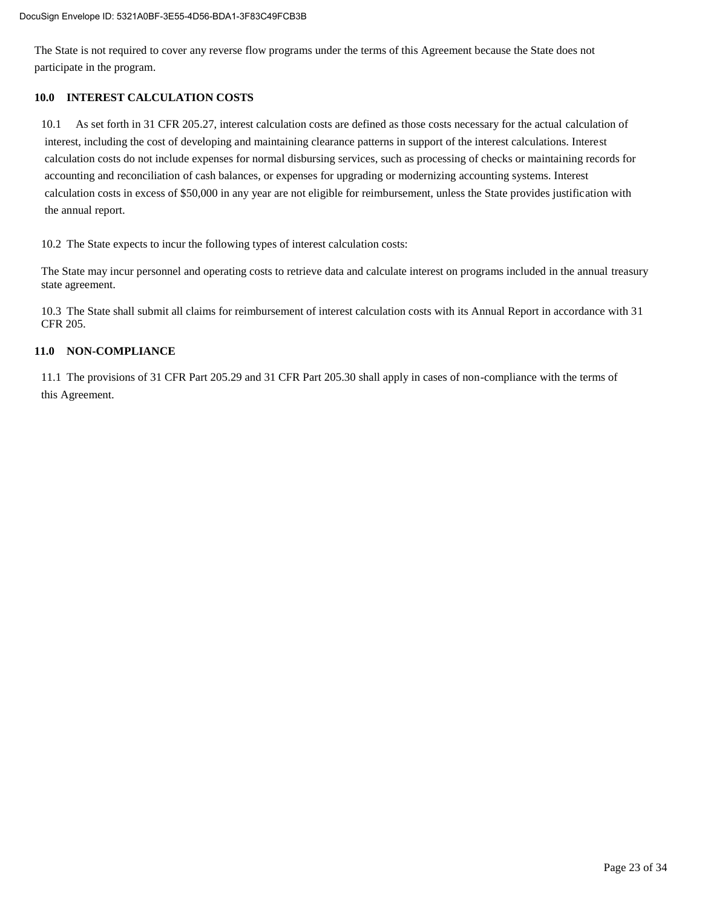The State is not required to cover any reverse flow programs under the terms of this Agreement because the State does not participate in the program.

## 10.0 INTEREST CALCULATION COSTS

10.1 As set forth in 31 CFR 205.27, interest calculation costs are defined as those costs necessary for the actual calculation of interest, including the cost of developing and maintaining clearance patterns in support of the interest calculations. Interest calculation costs do not include expenses for normal disbursing services, such as processing of checks or maintaining records for accounting and reconciliation of cash balances, or expenses for upgrading or modernizing accounting systems. Interest calculation costs in excess of $50,000 in any year are not eligible for reimbursement, unless the State provides justification with the annual report.

10.2 The State expects to incur the following types of interest calculation costs:

The State may incur personnel and operating costs to retrieve data and calculate interest on programs included in the annual treasury state agreement.

10.3 The State shall submit all claims for reimbursement of interest calculation costs with its Annual Report in accordance with 31 CFR 205.

## 11.0 NON-COMPLIANCE

11.1 The provisions of 31 CFR Part 205.29 and 31 CFR Part 205.30 shall apply in cases of non-compliance with the terms of this Agreement.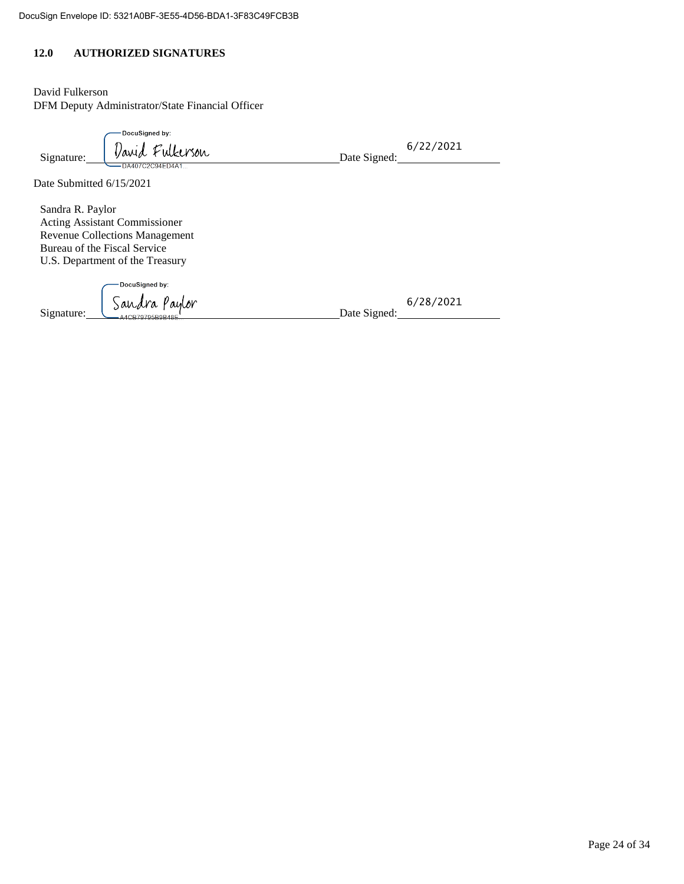## 12.0 AUTHORIZED SIGNATURES

David Fulkerson
DFM Deputy Administrator/State Financial Officer

Signature: DocuSigned by: David Fulkerson DA407C2C94ED4A1... Date Signed: 6/22/2021

Date Submitted 6/15/2021

Sandra R. Paylor
Acting Assistant Commissioner
Revenue Collections Management
Bureau of the Fiscal Service
U.S. Department of the Treasury

Signature: DocuSigned by: Sandra Paylor A4CB79795B9B48E... Date Signed: 6/28/2021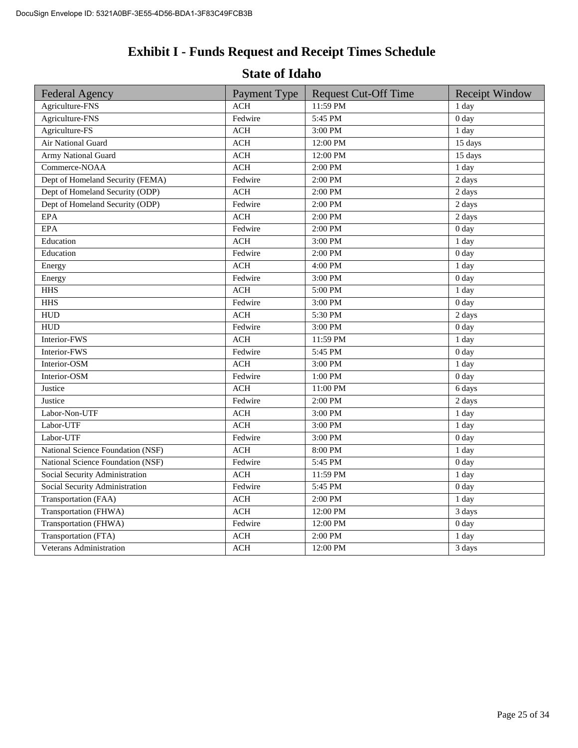# Exhibit I - Funds Request and Receipt Times Schedule

## State of Idaho

| Federal Agency | Payment Type | Request Cut-Off Time | Receipt Window |
|---|---|---|---|
| Agriculture-FNS | ACH | 11:59 PM | 1 day |
| Agriculture-FNS | Fedwire | 5:45 PM | 0 day |
| Agriculture-FS | ACH | 3:00 PM | 1 day |
| Air National Guard | ACH | 12:00 PM | 15 days |
| Army National Guard | ACH | 12:00 PM | 15 days |
| Commerce-NOAA | ACH | 2:00 PM | 1 day |
| Dept of Homeland Security (FEMA) | Fedwire | 2:00 PM | 2 days |
| Dept of Homeland Security (ODP) | ACH | 2:00 PM | 2 days |
| Dept of Homeland Security (ODP) | Fedwire | 2:00 PM | 2 days |
| EPA | ACH | 2:00 PM | 2 days |
| EPA | Fedwire | 2:00 PM | 0 day |
| Education | ACH | 3:00 PM | 1 day |
| Education | Fedwire | 2:00 PM | 0 day |
| Energy | ACH | 4:00 PM | 1 day |
| Energy | Fedwire | 3:00 PM | 0 day |
| HHS | ACH | 5:00 PM | 1 day |
| HHS | Fedwire | 3:00 PM | 0 day |
| HUD | ACH | 5:30 PM | 2 days |
| HUD | Fedwire | 3:00 PM | 0 day |
| Interior-FWS | ACH | 11:59 PM | 1 day |
| Interior-FWS | Fedwire | 5:45 PM | 0 day |
| Interior-OSM | ACH | 3:00 PM | 1 day |
| Interior-OSM | Fedwire | 1:00 PM | 0 day |
| Justice | ACH | 11:00 PM | 6 days |
| Justice | Fedwire | 2:00 PM | 2 days |
| Labor-Non-UTF | ACH | 3:00 PM | 1 day |
| Labor-UTF | ACH | 3:00 PM | 1 day |
| Labor-UTF | Fedwire | 3:00 PM | 0 day |
| National Science Foundation (NSF) | ACH | 8:00 PM | 1 day |
| National Science Foundation (NSF) | Fedwire | 5:45 PM | 0 day |
| Social Security Administration | ACH | 11:59 PM | 1 day |
| Social Security Administration | Fedwire | 5:45 PM | 0 day |
| Transportation (FAA) | ACH | 2:00 PM | 1 day |
| Transportation (FHWA) | ACH | 12:00 PM | 3 days |
| Transportation (FHWA) | Fedwire | 12:00 PM | 0 day |
| Transportation (FTA) | ACH | 2:00 PM | 1 day |
| Veterans Administration | ACH | 12:00 PM | 3 days |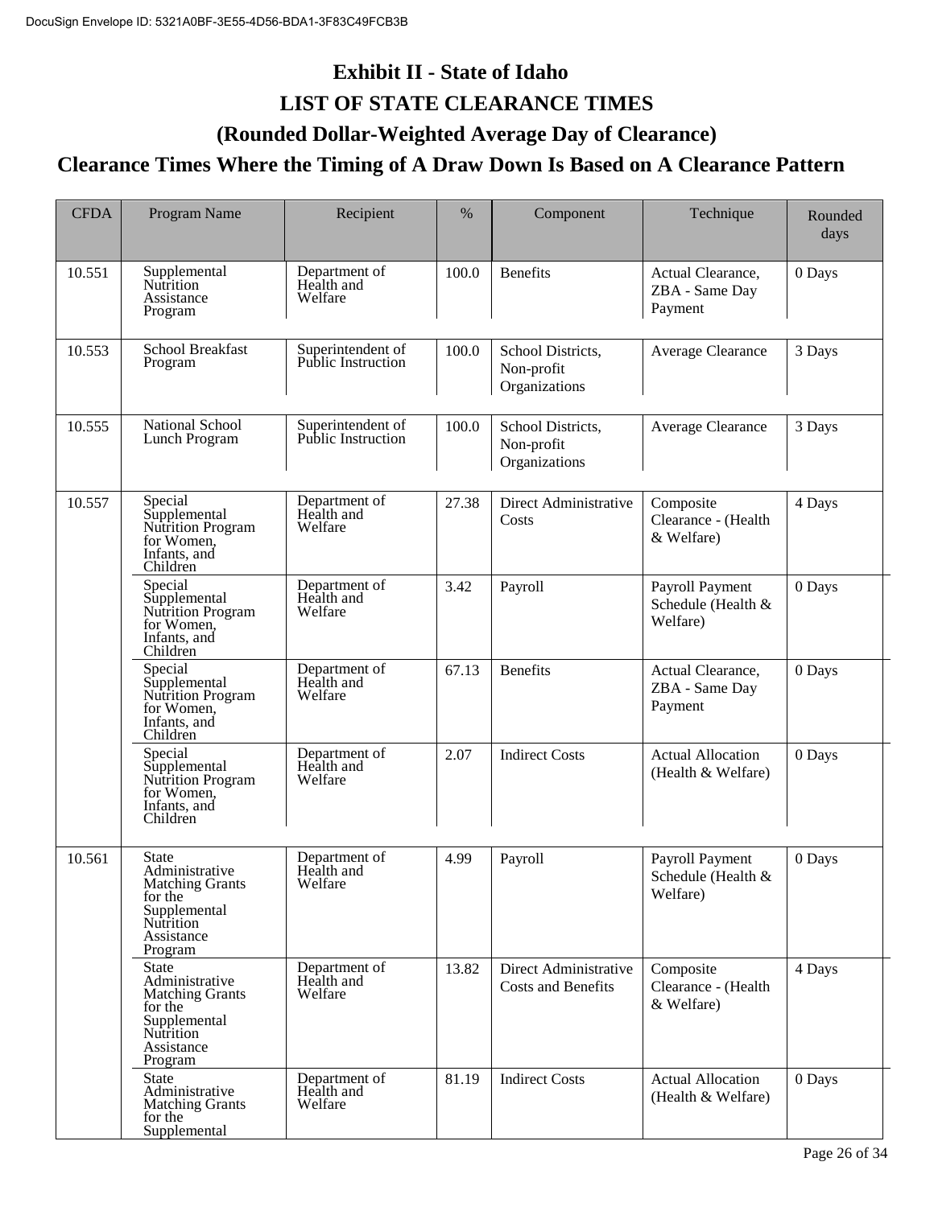# Exhibit II - State of Idaho

## LIST OF STATE CLEARANCE TIMES

## (Rounded Dollar-Weighted Average Day of Clearance)

## Clearance Times Where the Timing of A Draw Down Is Based on A Clearance Pattern

| CFDA | Program Name | Recipient | % | Component | Technique | Rounded days |
|---|---|---|---|---|---|---|
| 10.551 | Supplemental Nutrition Assistance Program | Department of Health and Welfare | 100.0 | Benefits | Actual Clearance, ZBA - Same Day Payment | 0 Days |
| 10.553 | School Breakfast Program | Superintendent of Public Instruction | 100.0 | School Districts, Non-profit Organizations | Average Clearance | 3 Days |
| 10.555 | National School Lunch Program | Superintendent of Public Instruction | 100.0 | School Districts, Non-profit Organizations | Average Clearance | 3 Days |
| 10.557 | Special Supplemental Nutrition Program for Women, Infants, and Children | Department of Health and Welfare | 27.38 | Direct Administrative Costs | Composite Clearance - (Health & Welfare) | 4 Days |
| | Special Supplemental Nutrition Program for Women, Infants, and Children | Department of Health and Welfare | 3.42 | Payroll | Payroll Payment Schedule (Health & Welfare) | 0 Days |
| | Special Supplemental Nutrition Program for Women, Infants, and Children | Department of Health and Welfare | 67.13 | Benefits | Actual Clearance, ZBA - Same Day Payment | 0 Days |
| | Special Supplemental Nutrition Program for Women, Infants, and Children | Department of Health and Welfare | 2.07 | Indirect Costs | Actual Allocation (Health & Welfare) | 0 Days |
| 10.561 | State Administrative Matching Grants for the Supplemental Nutrition Assistance Program | Department of Health and Welfare | 4.99 | Payroll | Payroll Payment Schedule (Health & Welfare) | 0 Days |
| | State Administrative Matching Grants for the Supplemental Nutrition Assistance Program | Department of Health and Welfare | 13.82 | Direct Administrative Costs and Benefits | Composite Clearance - (Health & Welfare) | 4 Days |
| | State Administrative Matching Grants for the Supplemental | Department of Health and Welfare | 81.19 | Indirect Costs | Actual Allocation (Health & Welfare) | 0 Days |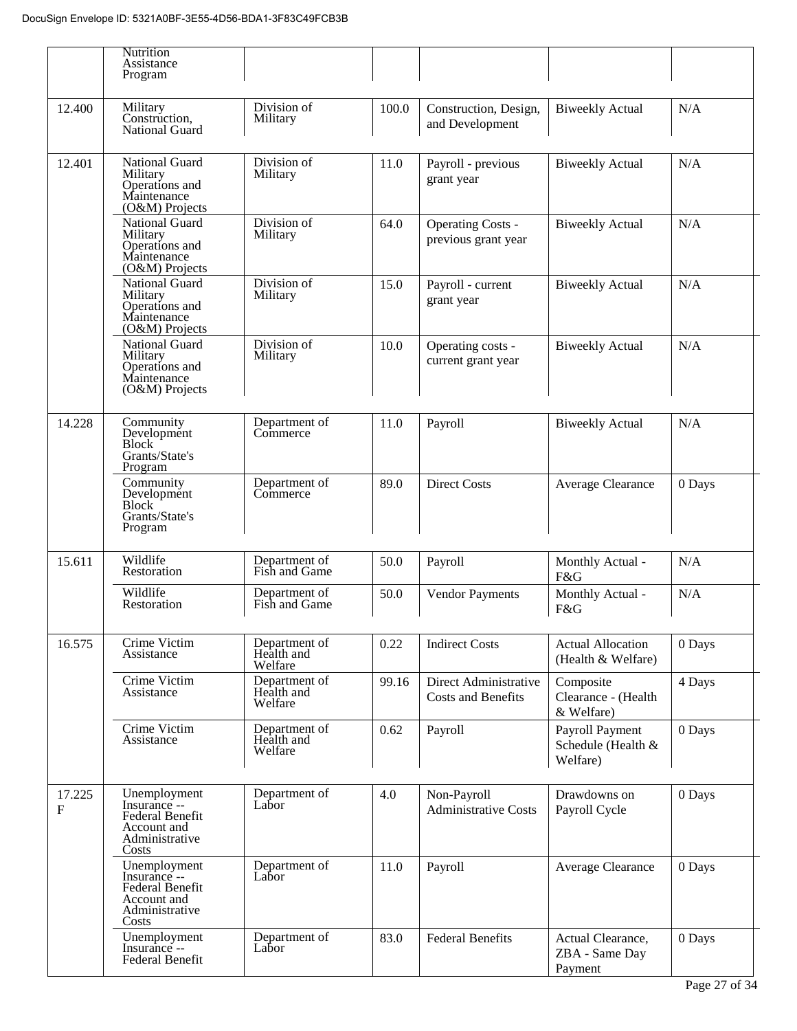|  | Nutrition Assistance Program |  |  |  |  |  |
|---|---|---|---|---|---|---|
| 12.400 | Military Construction, National Guard | Division of Military | 100.0 | Construction, Design, and Development | Biweekly Actual | N/A |
| 12.401 | National Guard Military Operations and Maintenance (O&M) Projects | Division of Military | 11.0 | Payroll - previous grant year | Biweekly Actual | N/A |
|  | National Guard Military Operations and Maintenance (O&M) Projects | Division of Military | 64.0 | Operating Costs - previous grant year | Biweekly Actual | N/A |
|  | National Guard Military Operations and Maintenance (O&M) Projects | Division of Military | 15.0 | Payroll - current grant year | Biweekly Actual | N/A |
|  | National Guard Military Operations and Maintenance (O&M) Projects | Division of Military | 10.0 | Operating costs - current grant year | Biweekly Actual | N/A |
| 14.228 | Community Development Block Grants/State's Program | Department of Commerce | 11.0 | Payroll | Biweekly Actual | N/A |
|  | Community Development Block Grants/State's Program | Department of Commerce | 89.0 | Direct Costs | Average Clearance | 0 Days |
| 15.611 | Wildlife Restoration | Department of Fish and Game | 50.0 | Payroll | Monthly Actual - F&G | N/A |
|  | Wildlife Restoration | Department of Fish and Game | 50.0 | Vendor Payments | Monthly Actual - F&G | N/A |
| 16.575 | Crime Victim Assistance | Department of Health and Welfare | 0.22 | Indirect Costs | Actual Allocation (Health & Welfare) | 0 Days |
|  | Crime Victim Assistance | Department of Health and Welfare | 99.16 | Direct Administrative Costs and Benefits | Composite Clearance - (Health & Welfare) | 4 Days |
|  | Crime Victim Assistance | Department of Health and Welfare | 0.62 | Payroll | Payroll Payment Schedule (Health & Welfare) | 0 Days |
| 17.225 F | Unemployment Insurance -- Federal Benefit Account and Administrative Costs | Department of Labor | 4.0 | Non-Payroll Administrative Costs | Drawdowns on Payroll Cycle | 0 Days |
|  | Unemployment Insurance -- Federal Benefit Account and Administrative Costs | Department of Labor | 11.0 | Payroll | Average Clearance | 0 Days |
|  | Unemployment Insurance -- Federal Benefit | Department of Labor | 83.0 | Federal Benefits | Actual Clearance, ZBA - Same Day Payment | 0 Days |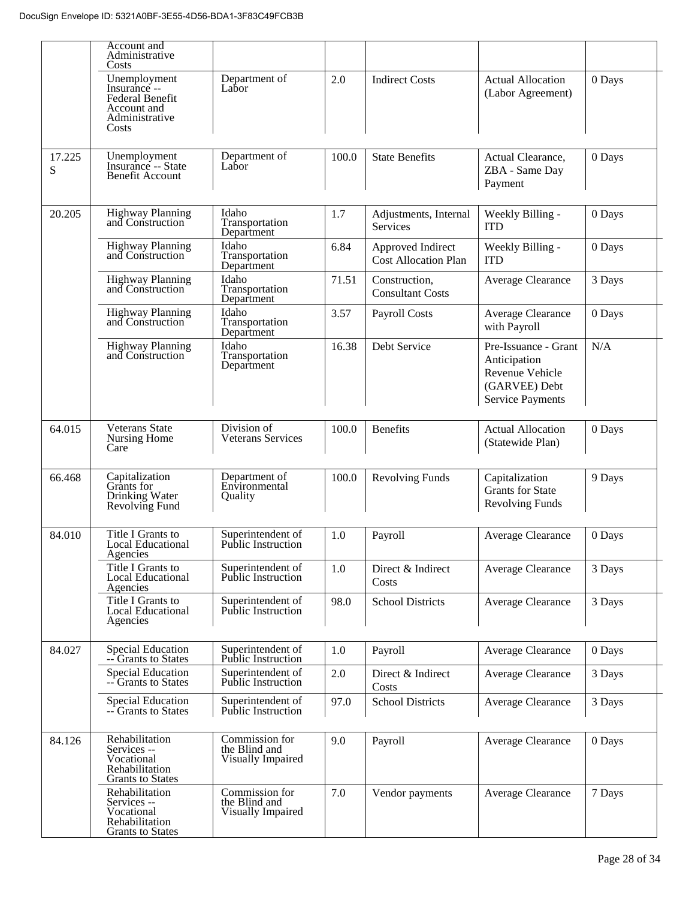| | | | | | | |
|---|---|---|---|---|---|---|
| | Account and Administrative Costs | | | | | |
| | Unemployment Insurance -- Federal Benefit Account and Administrative Costs | Department of Labor | 2.0 | Indirect Costs | Actual Allocation (Labor Agreement) | 0 Days |
| 17.225 S | Unemployment Insurance -- State Benefit Account | Department of Labor | 100.0 | State Benefits | Actual Clearance, ZBA - Same Day Payment | 0 Days |
| 20.205 | Highway Planning and Construction | Idaho Transportation Department | 1.7 | Adjustments, Internal Services | Weekly Billing - ITD | 0 Days |
| | Highway Planning and Construction | Idaho Transportation Department | 6.84 | Approved Indirect Cost Allocation Plan | Weekly Billing - ITD | 0 Days |
| | Highway Planning and Construction | Idaho Transportation Department | 71.51 | Construction, Consultant Costs | Average Clearance | 3 Days |
| | Highway Planning and Construction | Idaho Transportation Department | 3.57 | Payroll Costs | Average Clearance with Payroll | 0 Days |
| | Highway Planning and Construction | Idaho Transportation Department | 16.38 | Debt Service | Pre-Issuance - Grant Anticipation Revenue Vehicle (GARVEE) Debt Service Payments | N/A |
| 64.015 | Veterans State Nursing Home Care | Division of Veterans Services | 100.0 | Benefits | Actual Allocation (Statewide Plan) | 0 Days |
| 66.468 | Capitalization Grants for Drinking Water Revolving Fund | Department of Environmental Quality | 100.0 | Revolving Funds | Capitalization Grants for State Revolving Funds | 9 Days |
| 84.010 | Title I Grants to Local Educational Agencies | Superintendent of Public Instruction | 1.0 | Payroll | Average Clearance | 0 Days |
| | Title I Grants to Local Educational Agencies | Superintendent of Public Instruction | 1.0 | Direct & Indirect Costs | Average Clearance | 3 Days |
| | Title I Grants to Local Educational Agencies | Superintendent of Public Instruction | 98.0 | School Districts | Average Clearance | 3 Days |
| 84.027 | Special Education -- Grants to States | Superintendent of Public Instruction | 1.0 | Payroll | Average Clearance | 0 Days |
| | Special Education -- Grants to States | Superintendent of Public Instruction | 2.0 | Direct & Indirect Costs | Average Clearance | 3 Days |
| | Special Education -- Grants to States | Superintendent of Public Instruction | 97.0 | School Districts | Average Clearance | 3 Days |
| 84.126 | Rehabilitation Services -- Vocational Rehabilitation Grants to States | Commission for the Blind and Visually Impaired | 9.0 | Payroll | Average Clearance | 0 Days |
| | Rehabilitation Services -- Vocational Rehabilitation Grants to States | Commission for the Blind and Visually Impaired | 7.0 | Vendor payments | Average Clearance | 7 Days |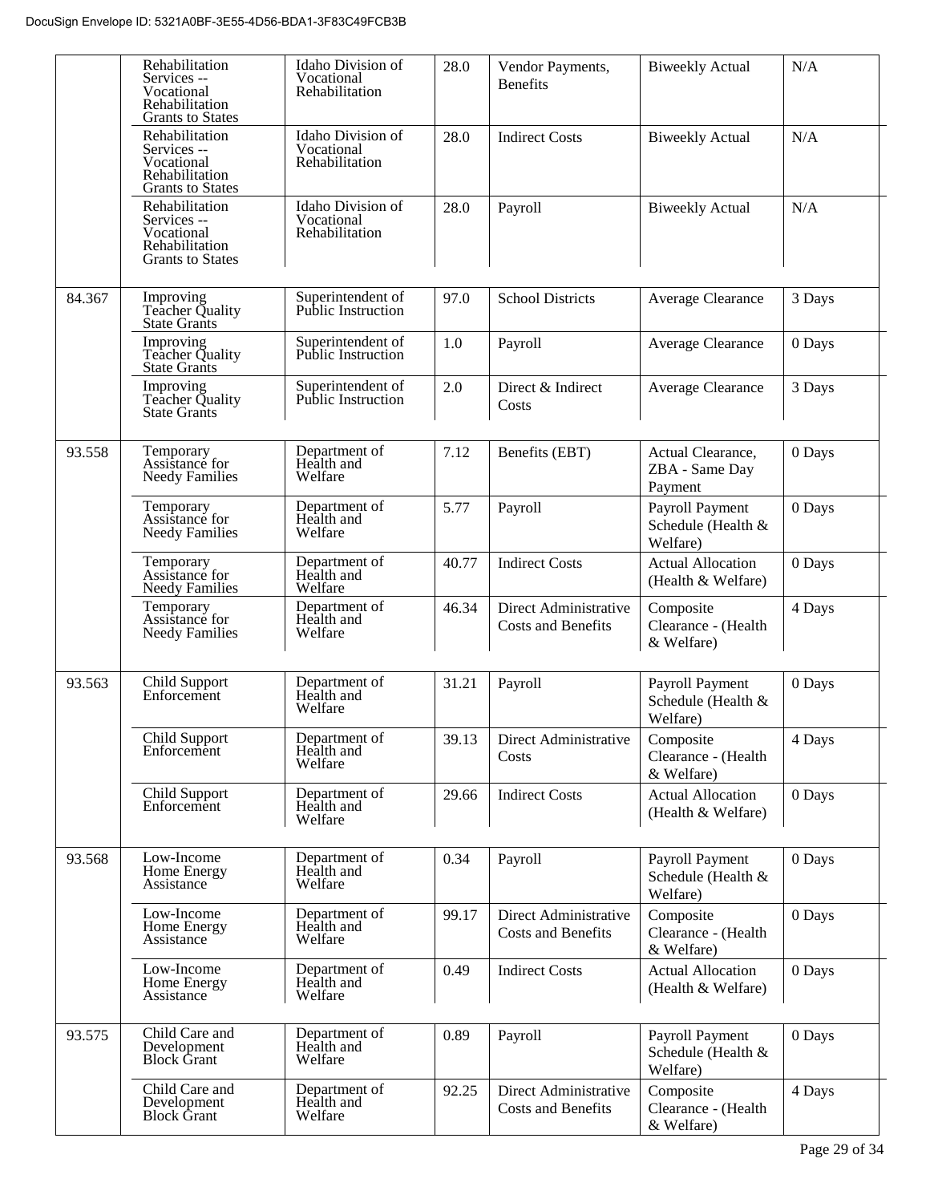DocuSign Envelope ID: 5321A0BF-3E55-4D56-BDA1-3F83C49FCB3B

| | | | | | | |
|---|---|---|---|---|---|---|
| | Rehabilitation Services -- Vocational Rehabilitation Grants to States | Idaho Division of Vocational Rehabilitation | 28.0 | Vendor Payments, Benefits | Biweekly Actual | N/A |
| | Rehabilitation Services -- Vocational Rehabilitation Grants to States | Idaho Division of Vocational Rehabilitation | 28.0 | Indirect Costs | Biweekly Actual | N/A |
| | Rehabilitation Services -- Vocational Rehabilitation Grants to States | Idaho Division of Vocational Rehabilitation | 28.0 | Payroll | Biweekly Actual | N/A |
| 84.367 | Improving Teacher Quality State Grants | Superintendent of Public Instruction | 97.0 | School Districts | Average Clearance | 3 Days |
| | Improving Teacher Quality State Grants | Superintendent of Public Instruction | 1.0 | Payroll | Average Clearance | 0 Days |
| | Improving Teacher Quality State Grants | Superintendent of Public Instruction | 2.0 | Direct & Indirect Costs | Average Clearance | 3 Days |
| 93.558 | Temporary Assistance for Needy Families | Department of Health and Welfare | 7.12 | Benefits (EBT) | Actual Clearance, ZBA - Same Day Payment | 0 Days |
| | Temporary Assistance for Needy Families | Department of Health and Welfare | 5.77 | Payroll | Payroll Payment Schedule (Health & Welfare) | 0 Days |
| | Temporary Assistance for Needy Families | Department of Health and Welfare | 40.77 | Indirect Costs | Actual Allocation (Health & Welfare) | 0 Days |
| | Temporary Assistance for Needy Families | Department of Health and Welfare | 46.34 | Direct Administrative Costs and Benefits | Composite Clearance - (Health & Welfare) | 4 Days |
| 93.563 | Child Support Enforcement | Department of Health and Welfare | 31.21 | Payroll | Payroll Payment Schedule (Health & Welfare) | 0 Days |
| | Child Support Enforcement | Department of Health and Welfare | 39.13 | Direct Administrative Costs | Composite Clearance - (Health & Welfare) | 4 Days |
| | Child Support Enforcement | Department of Health and Welfare | 29.66 | Indirect Costs | Actual Allocation (Health & Welfare) | 0 Days |
| 93.568 | Low-Income Home Energy Assistance | Department of Health and Welfare | 0.34 | Payroll | Payroll Payment Schedule (Health & Welfare) | 0 Days |
| | Low-Income Home Energy Assistance | Department of Health and Welfare | 99.17 | Direct Administrative Costs and Benefits | Composite Clearance - (Health & Welfare) | 0 Days |
| | Low-Income Home Energy Assistance | Department of Health and Welfare | 0.49 | Indirect Costs | Actual Allocation (Health & Welfare) | 0 Days |
| 93.575 | Child Care and Development Block Grant | Department of Health and Welfare | 0.89 | Payroll | Payroll Payment Schedule (Health & Welfare) | 0 Days |
| | Child Care and Development Block Grant | Department of Health and Welfare | 92.25 | Direct Administrative Costs and Benefits | Composite Clearance - (Health & Welfare) | 4 Days |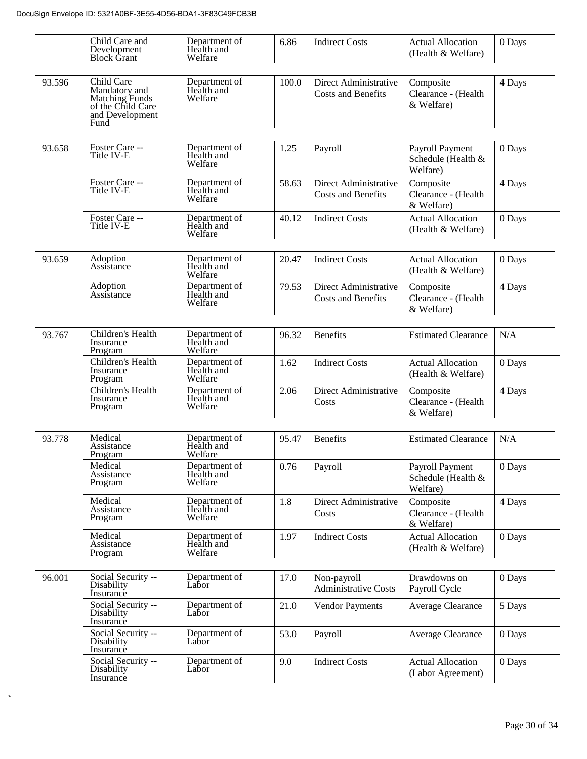| | | | | | | |
|---|---|---|---|---|---|---|
| | Child Care and Development Block Grant | Department of Health and Welfare | 6.86 | Indirect Costs | Actual Allocation (Health & Welfare) | 0 Days |
| 93.596 | Child Care Mandatory and Matching Funds of the Child Care and Development Fund | Department of Health and Welfare | 100.0 | Direct Administrative Costs and Benefits | Composite Clearance - (Health & Welfare) | 4 Days |
| 93.658 | Foster Care -- Title IV-E | Department of Health and Welfare | 1.25 | Payroll | Payroll Payment Schedule (Health & Welfare) | 0 Days |
| | Foster Care -- Title IV-E | Department of Health and Welfare | 58.63 | Direct Administrative Costs and Benefits | Composite Clearance - (Health & Welfare) | 4 Days |
| | Foster Care -- Title IV-E | Department of Health and Welfare | 40.12 | Indirect Costs | Actual Allocation (Health & Welfare) | 0 Days |
| 93.659 | Adoption Assistance | Department of Health and Welfare | 20.47 | Indirect Costs | Actual Allocation (Health & Welfare) | 0 Days |
| | Adoption Assistance | Department of Health and Welfare | 79.53 | Direct Administrative Costs and Benefits | Composite Clearance - (Health & Welfare) | 4 Days |
| 93.767 | Children's Health Insurance Program | Department of Health and Welfare | 96.32 | Benefits | Estimated Clearance | N/A |
| | Children's Health Insurance Program | Department of Health and Welfare | 1.62 | Indirect Costs | Actual Allocation (Health & Welfare) | 0 Days |
| | Children's Health Insurance Program | Department of Health and Welfare | 2.06 | Direct Administrative Costs | Composite Clearance - (Health & Welfare) | 4 Days |
| 93.778 | Medical Assistance Program | Department of Health and Welfare | 95.47 | Benefits | Estimated Clearance | N/A |
| | Medical Assistance Program | Department of Health and Welfare | 0.76 | Payroll | Payroll Payment Schedule (Health & Welfare) | 0 Days |
| | Medical Assistance Program | Department of Health and Welfare | 1.8 | Direct Administrative Costs | Composite Clearance - (Health & Welfare) | 4 Days |
| | Medical Assistance Program | Department of Health and Welfare | 1.97 | Indirect Costs | Actual Allocation (Health & Welfare) | 0 Days |
| 96.001 | Social Security -- Disability Insurance | Department of Labor | 17.0 | Non-payroll Administrative Costs | Drawdowns on Payroll Cycle | 0 Days |
| | Social Security -- Disability Insurance | Department of Labor | 21.0 | Vendor Payments | Average Clearance | 5 Days |
| | Social Security -- Disability Insurance | Department of Labor | 53.0 | Payroll | Average Clearance | 0 Days |
| | Social Security -- Disability Insurance | Department of Labor | 9.0 | Indirect Costs | Actual Allocation (Labor Agreement) | 0 Days |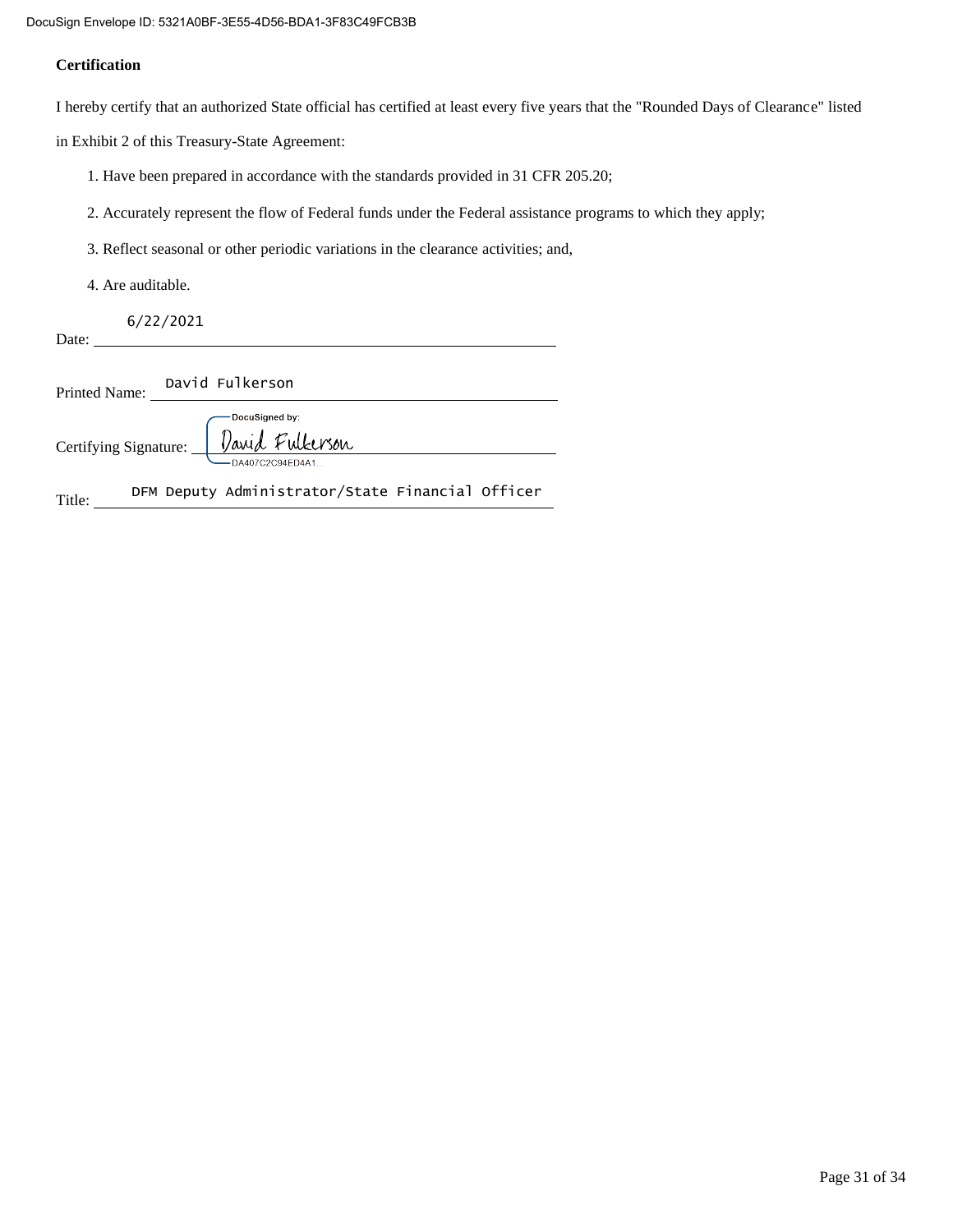DocuSign Envelope ID: 5321A0BF-3E55-4D56-BDA1-3F83C49FCB3B

**Certification**

I hereby certify that an authorized State official has certified at least every five years that the "Rounded Days of Clearance" listed in Exhibit 2 of this Treasury-State Agreement:

1. Have been prepared in accordance with the standards provided in 31 CFR 205.20;
2. Accurately represent the flow of Federal funds under the Federal assistance programs to which they apply;
3. Reflect seasonal or other periodic variations in the clearance activities; and,
4. Are auditable.

Date: 6/22/2021

Printed Name: David Fulkerson

Certifying Signature: DocuSigned by: David Fulkerson DA407C2C94ED4A1...

Title: DFM Deputy Administrator/State Financial Officer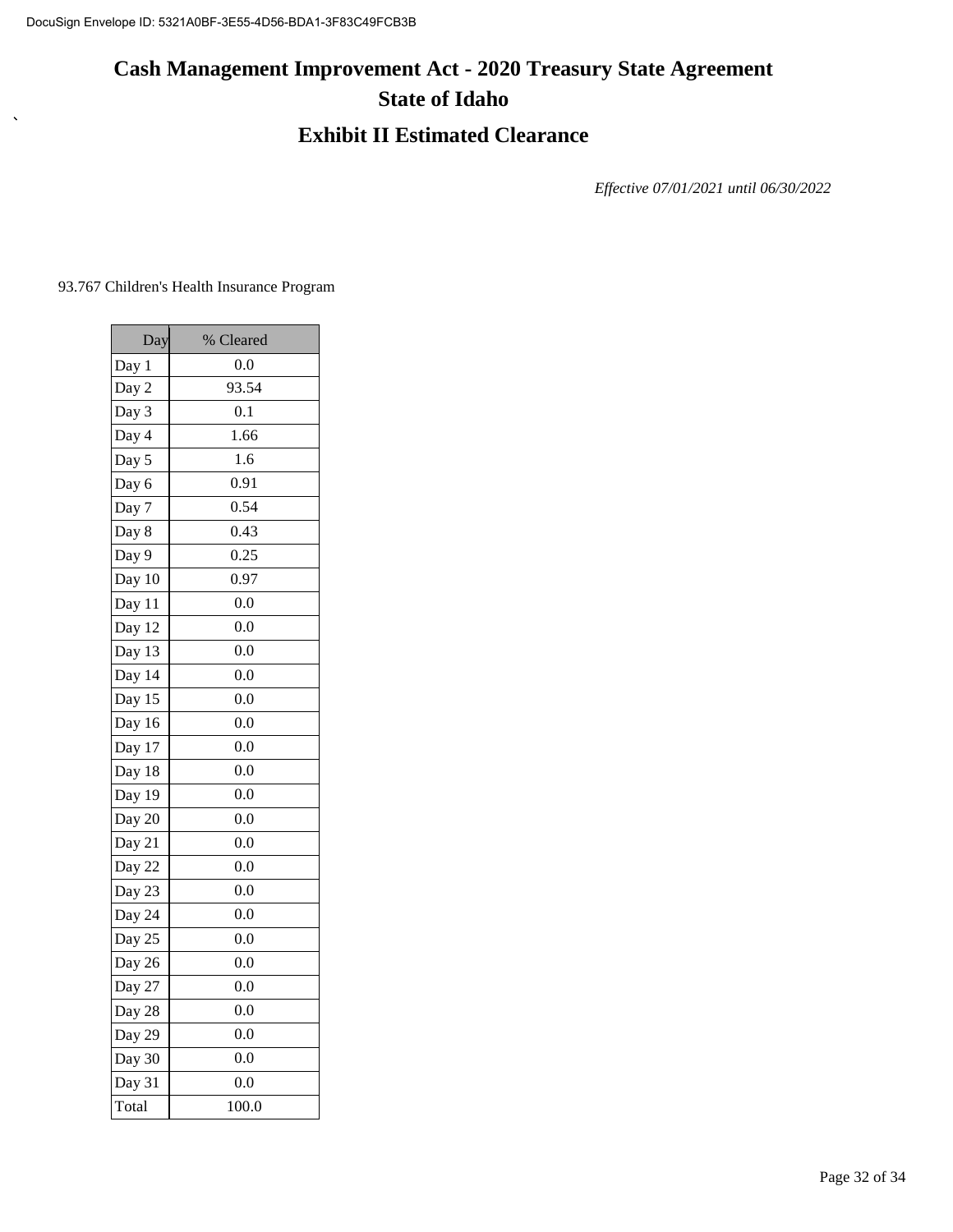# Cash Management Improvement Act - 2020 Treasury State Agreement
## State of Idaho
## Exhibit II Estimated Clearance

*Effective 07/01/2021 until 06/30/2022*

93.767 Children's Health Insurance Program

| Day | % Cleared |
|---|---|
| Day 1 | 0.0 |
| Day 2 | 93.54 |
| Day 3 | 0.1 |
| Day 4 | 1.66 |
| Day 5 | 1.6 |
| Day 6 | 0.91 |
| Day 7 | 0.54 |
| Day 8 | 0.43 |
| Day 9 | 0.25 |
| Day 10 | 0.97 |
| Day 11 | 0.0 |
| Day 12 | 0.0 |
| Day 13 | 0.0 |
| Day 14 | 0.0 |
| Day 15 | 0.0 |
| Day 16 | 0.0 |
| Day 17 | 0.0 |
| Day 18 | 0.0 |
| Day 19 | 0.0 |
| Day 20 | 0.0 |
| Day 21 | 0.0 |
| Day 22 | 0.0 |
| Day 23 | 0.0 |
| Day 24 | 0.0 |
| Day 25 | 0.0 |
| Day 26 | 0.0 |
| Day 27 | 0.0 |
| Day 28 | 0.0 |
| Day 29 | 0.0 |
| Day 30 | 0.0 |
| Day 31 | 0.0 |
| Total | 100.0 |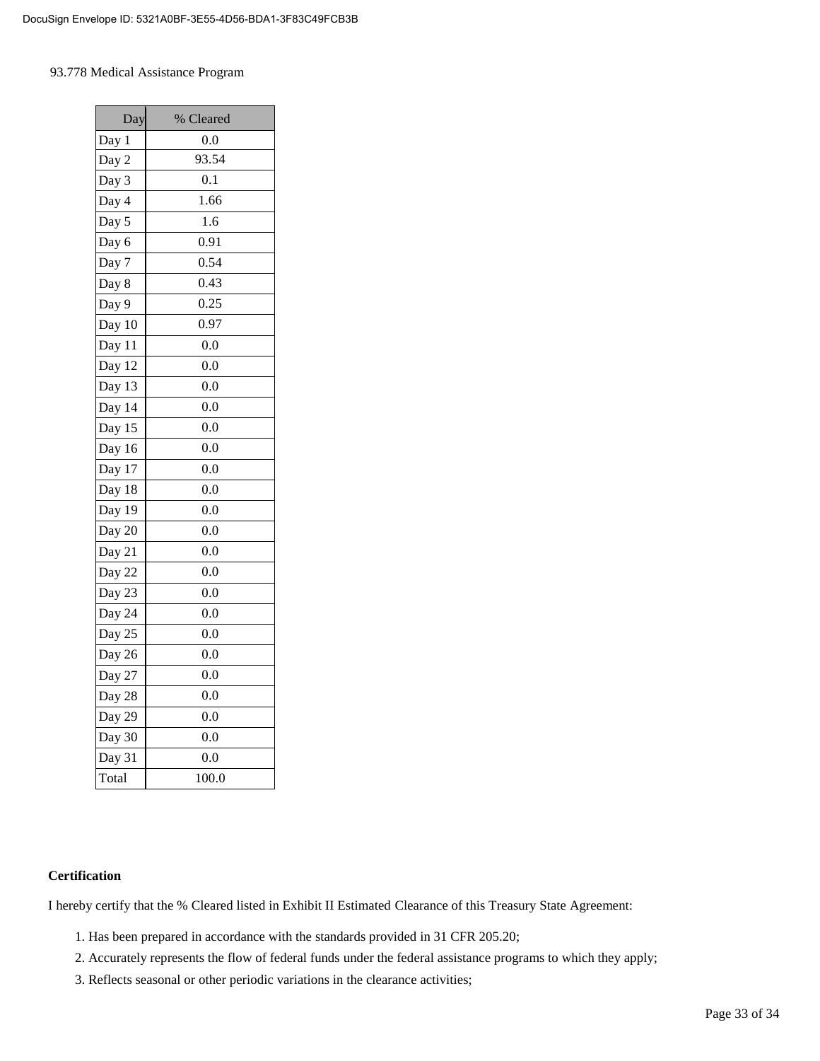93.778 Medical Assistance Program

| Day | % Cleared |
| --- | --- |
| Day 1 | 0.0 |
| Day 2 | 93.54 |
| Day 3 | 0.1 |
| Day 4 | 1.66 |
| Day 5 | 1.6 |
| Day 6 | 0.91 |
| Day 7 | 0.54 |
| Day 8 | 0.43 |
| Day 9 | 0.25 |
| Day 10 | 0.97 |
| Day 11 | 0.0 |
| Day 12 | 0.0 |
| Day 13 | 0.0 |
| Day 14 | 0.0 |
| Day 15 | 0.0 |
| Day 16 | 0.0 |
| Day 17 | 0.0 |
| Day 18 | 0.0 |
| Day 19 | 0.0 |
| Day 20 | 0.0 |
| Day 21 | 0.0 |
| Day 22 | 0.0 |
| Day 23 | 0.0 |
| Day 24 | 0.0 |
| Day 25 | 0.0 |
| Day 26 | 0.0 |
| Day 27 | 0.0 |
| Day 28 | 0.0 |
| Day 29 | 0.0 |
| Day 30 | 0.0 |
| Day 31 | 0.0 |
| Total | 100.0 |

**Certification**

I hereby certify that the % Cleared listed in Exhibit II Estimated Clearance of this Treasury State Agreement:

1. Has been prepared in accordance with the standards provided in 31 CFR 205.20;
2. Accurately represents the flow of federal funds under the federal assistance programs to which they apply;
3. Reflects seasonal or other periodic variations in the clearance activities;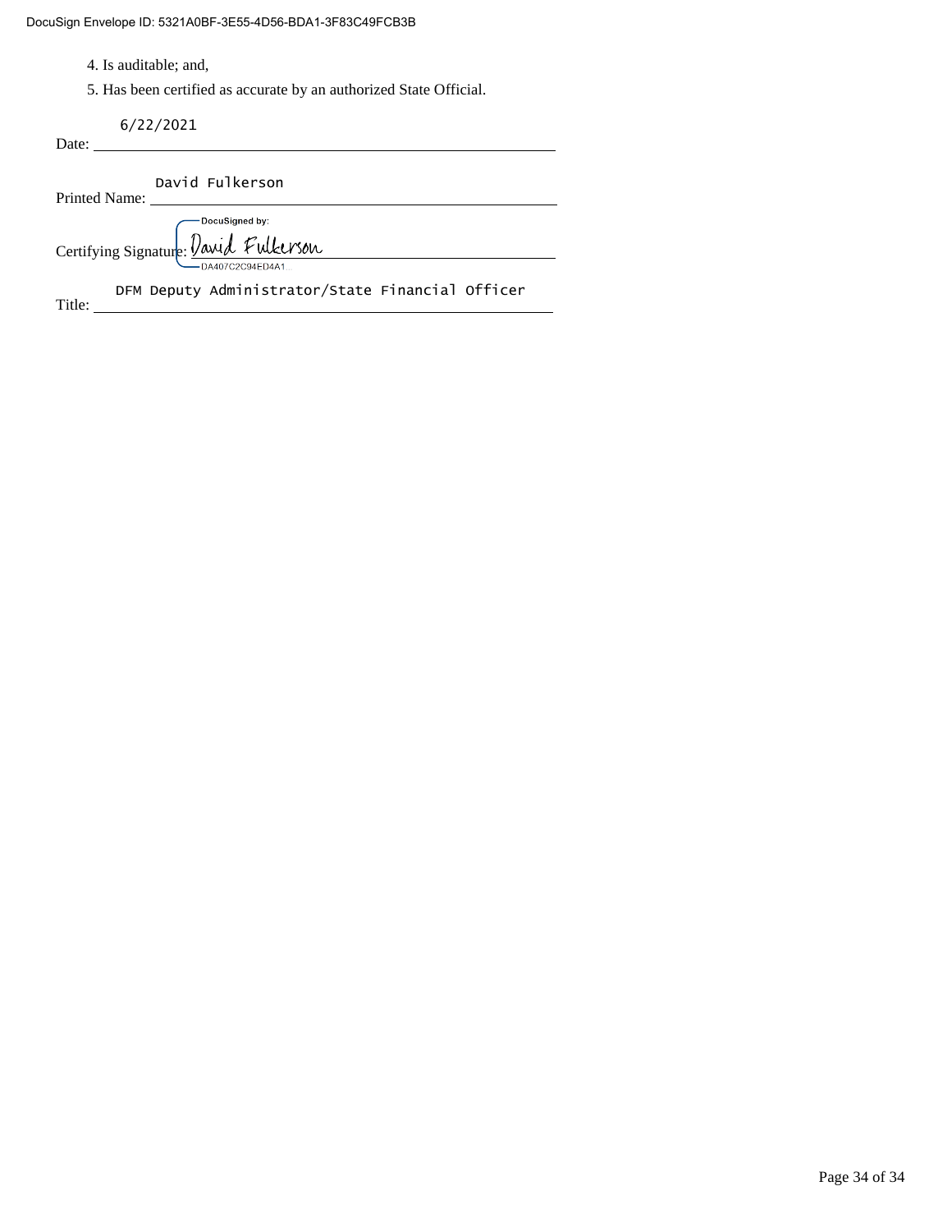4. Is auditable; and,
5. Has been certified as accurate by an authorized State Official.

Date: 6/22/2021

Printed Name: David Fulkerson

Certifying Signature: DocuSigned by: David Fulkerson DA407C2C94ED4A1...

Title: DFM Deputy Administrator/State Financial Officer